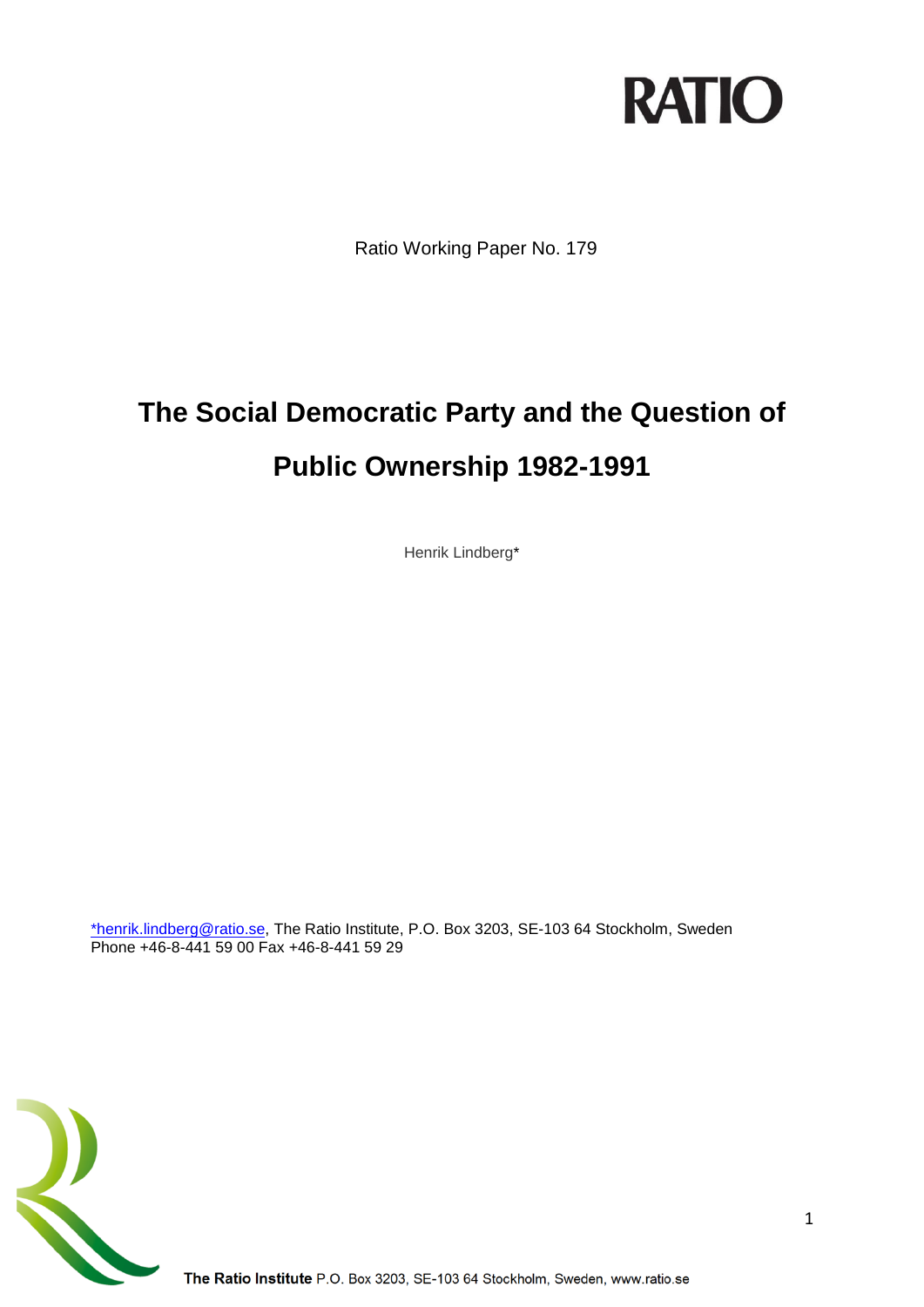RATIO

Ratio Working Paper No. 179

# The Social Democratic Party and the Question of Public Ownership 1982-1991

Henrik Lindberg*

*henrik.lindberg@ratio.se, The Ratio Institute, P.O. Box 3203, SE-103 64 Stockholm, Sweden
Phone +46-8-441 59 00 Fax +46-8-441 59 29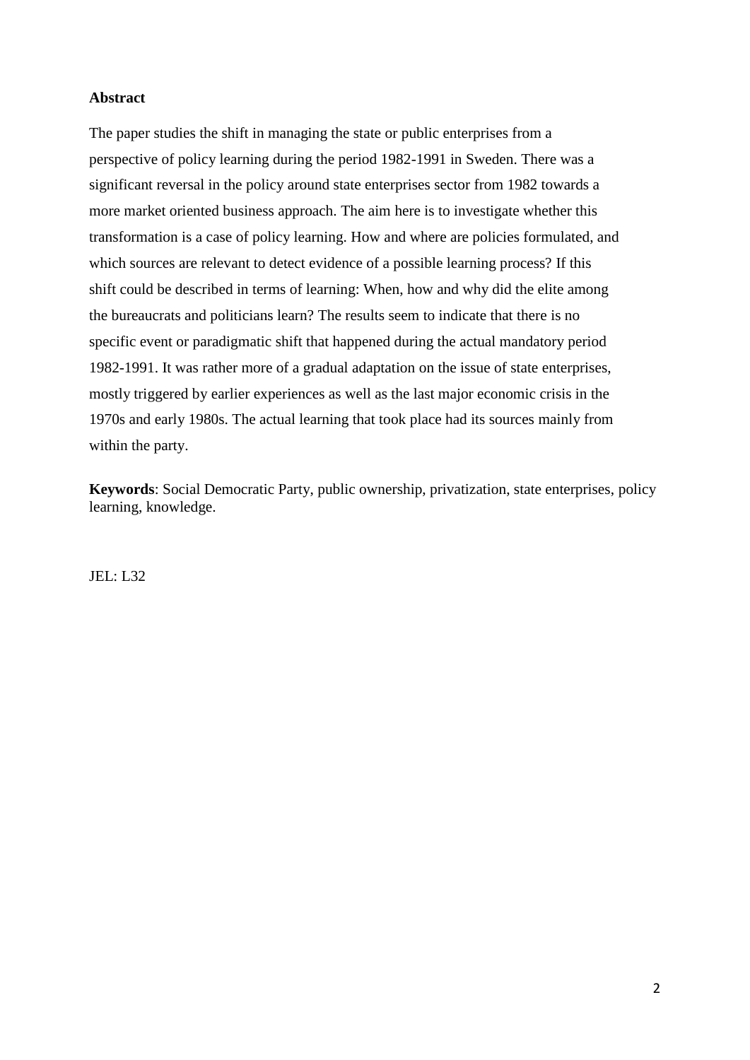## Abstract

The paper studies the shift in managing the state or public enterprises from a perspective of policy learning during the period 1982-1991 in Sweden. There was a significant reversal in the policy around state enterprises sector from 1982 towards a more market oriented business approach. The aim here is to investigate whether this transformation is a case of policy learning. How and where are policies formulated, and which sources are relevant to detect evidence of a possible learning process? If this shift could be described in terms of learning: When, how and why did the elite among the bureaucrats and politicians learn? The results seem to indicate that there is no specific event or paradigmatic shift that happened during the actual mandatory period 1982-1991. It was rather more of a gradual adaptation on the issue of state enterprises, mostly triggered by earlier experiences as well as the last major economic crisis in the 1970s and early 1980s. The actual learning that took place had its sources mainly from within the party.

**Keywords**: Social Democratic Party, public ownership, privatization, state enterprises, policy learning, knowledge.

JEL: L32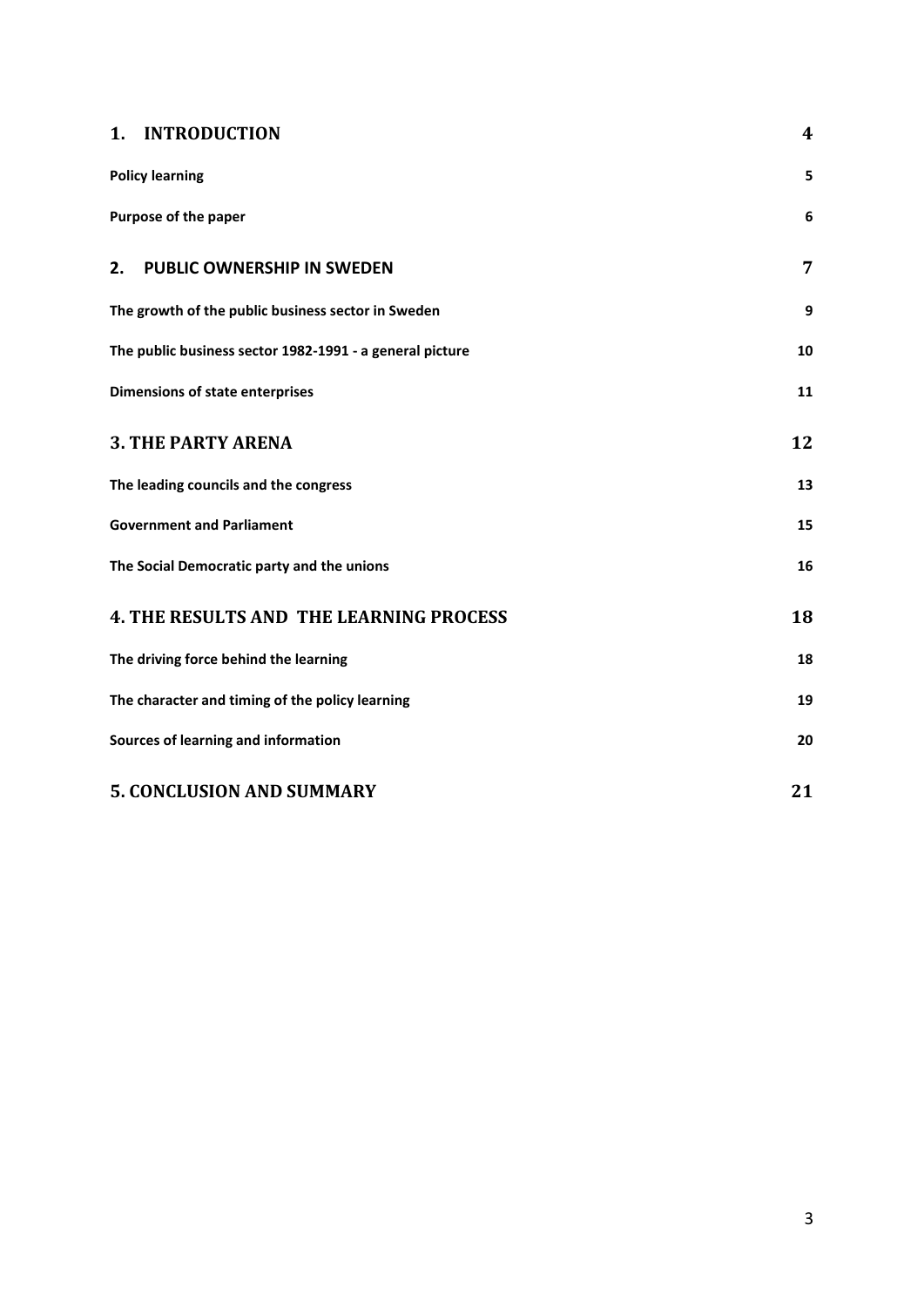| | |
|---|---|
| **1. INTRODUCTION** | **4** |
| **Policy learning** | **5** |
| **Purpose of the paper** | **6** |
| **2. PUBLIC OWNERSHIP IN SWEDEN** | **7** |
| **The growth of the public business sector in Sweden** | **9** |
| **The public business sector 1982-1991 - a general picture** | **10** |
| **Dimensions of state enterprises** | **11** |
| **3. THE PARTY ARENA** | **12** |
| **The leading councils and the congress** | **13** |
| **Government and Parliament** | **15** |
| **The Social Democratic party and the unions** | **16** |
| **4. THE RESULTS AND THE LEARNING PROCESS** | **18** |
| **The driving force behind the learning** | **18** |
| **The character and timing of the policy learning** | **19** |
| **Sources of learning and information** | **20** |
| **5. CONCLUSION AND SUMMARY** | **21** |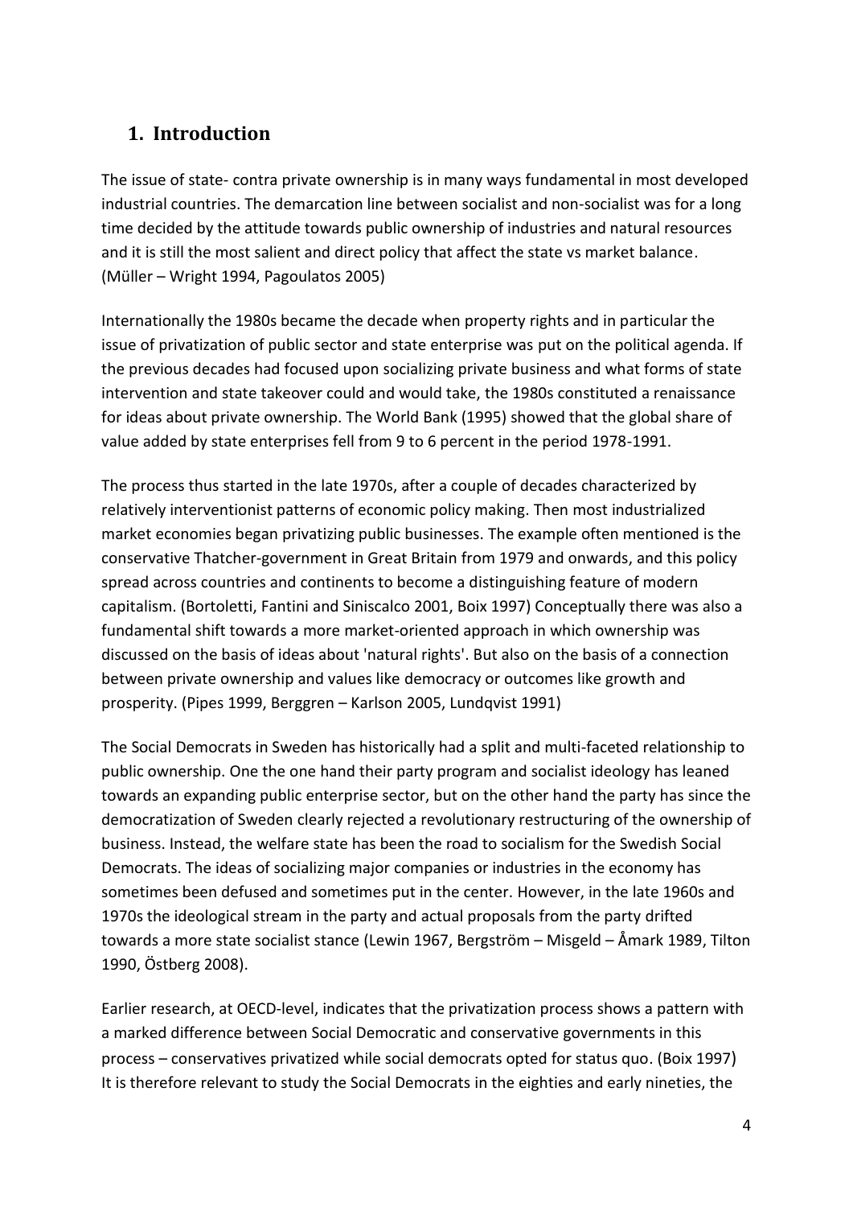## 1. Introduction

The issue of state- contra private ownership is in many ways fundamental in most developed industrial countries. The demarcation line between socialist and non-socialist was for a long time decided by the attitude towards public ownership of industries and natural resources and it is still the most salient and direct policy that affect the state vs market balance. (Müller – Wright 1994, Pagoulatos 2005)

Internationally the 1980s became the decade when property rights and in particular the issue of privatization of public sector and state enterprise was put on the political agenda. If the previous decades had focused upon socializing private business and what forms of state intervention and state takeover could and would take, the 1980s constituted a renaissance for ideas about private ownership. The World Bank (1995) showed that the global share of value added by state enterprises fell from 9 to 6 percent in the period 1978-1991.

The process thus started in the late 1970s, after a couple of decades characterized by relatively interventionist patterns of economic policy making. Then most industrialized market economies began privatizing public businesses. The example often mentioned is the conservative Thatcher-government in Great Britain from 1979 and onwards, and this policy spread across countries and continents to become a distinguishing feature of modern capitalism. (Bortoletti, Fantini and Siniscalco 2001, Boix 1997) Conceptually there was also a fundamental shift towards a more market-oriented approach in which ownership was discussed on the basis of ideas about 'natural rights'. But also on the basis of a connection between private ownership and values like democracy or outcomes like growth and prosperity. (Pipes 1999, Berggren – Karlson 2005, Lundqvist 1991)

The Social Democrats in Sweden has historically had a split and multi-faceted relationship to public ownership. One the one hand their party program and socialist ideology has leaned towards an expanding public enterprise sector, but on the other hand the party has since the democratization of Sweden clearly rejected a revolutionary restructuring of the ownership of business. Instead, the welfare state has been the road to socialism for the Swedish Social Democrats. The ideas of socializing major companies or industries in the economy has sometimes been defused and sometimes put in the center. However, in the late 1960s and 1970s the ideological stream in the party and actual proposals from the party drifted towards a more state socialist stance (Lewin 1967, Bergström – Misgeld – Åmark 1989, Tilton 1990, Östberg 2008).

Earlier research, at OECD-level, indicates that the privatization process shows a pattern with a marked difference between Social Democratic and conservative governments in this process – conservatives privatized while social democrats opted for status quo. (Boix 1997) It is therefore relevant to study the Social Democrats in the eighties and early nineties, the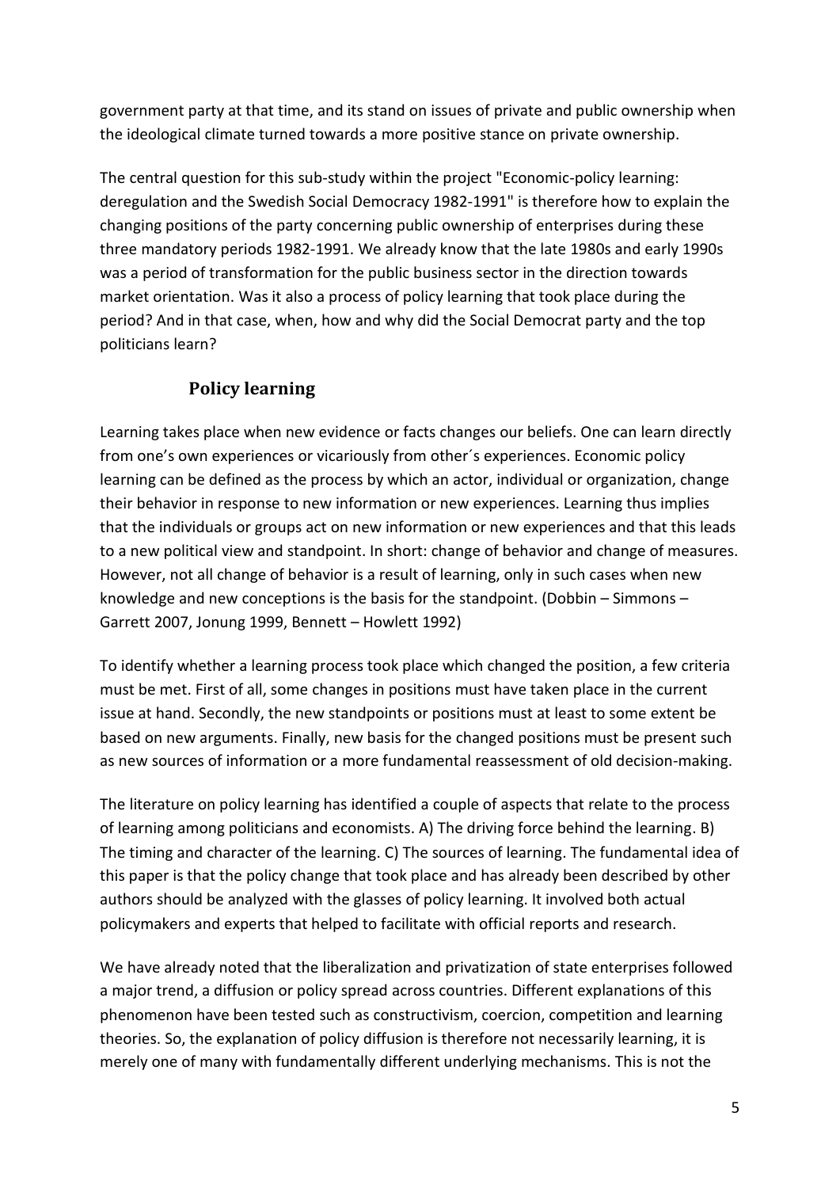government party at that time, and its stand on issues of private and public ownership when the ideological climate turned towards a more positive stance on private ownership.

The central question for this sub-study within the project "Economic-policy learning: deregulation and the Swedish Social Democracy 1982-1991" is therefore how to explain the changing positions of the party concerning public ownership of enterprises during these three mandatory periods 1982-1991. We already know that the late 1980s and early 1990s was a period of transformation for the public business sector in the direction towards market orientation. Was it also a process of policy learning that took place during the period? And in that case, when, how and why did the Social Democrat party and the top politicians learn?

## Policy learning

Learning takes place when new evidence or facts changes our beliefs. One can learn directly from one's own experiences or vicariously from other´s experiences. Economic policy learning can be defined as the process by which an actor, individual or organization, change their behavior in response to new information or new experiences. Learning thus implies that the individuals or groups act on new information or new experiences and that this leads to a new political view and standpoint. In short: change of behavior and change of measures. However, not all change of behavior is a result of learning, only in such cases when new knowledge and new conceptions is the basis for the standpoint. (Dobbin – Simmons – Garrett 2007, Jonung 1999, Bennett – Howlett 1992)

To identify whether a learning process took place which changed the position, a few criteria must be met. First of all, some changes in positions must have taken place in the current issue at hand. Secondly, the new standpoints or positions must at least to some extent be based on new arguments. Finally, new basis for the changed positions must be present such as new sources of information or a more fundamental reassessment of old decision-making.

The literature on policy learning has identified a couple of aspects that relate to the process of learning among politicians and economists. A) The driving force behind the learning. B) The timing and character of the learning. C) The sources of learning. The fundamental idea of this paper is that the policy change that took place and has already been described by other authors should be analyzed with the glasses of policy learning. It involved both actual policymakers and experts that helped to facilitate with official reports and research.

We have already noted that the liberalization and privatization of state enterprises followed a major trend, a diffusion or policy spread across countries. Different explanations of this phenomenon have been tested such as constructivism, coercion, competition and learning theories. So, the explanation of policy diffusion is therefore not necessarily learning, it is merely one of many with fundamentally different underlying mechanisms. This is not the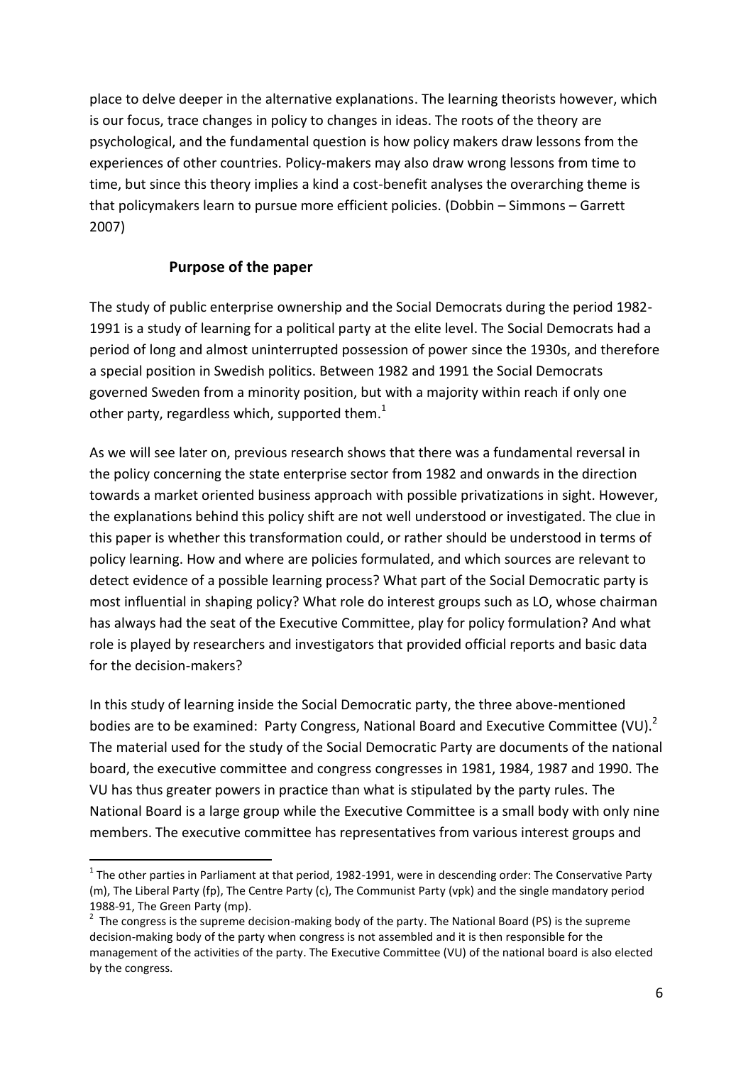place to delve deeper in the alternative explanations. The learning theorists however, which is our focus, trace changes in policy to changes in ideas. The roots of the theory are psychological, and the fundamental question is how policy makers draw lessons from the experiences of other countries. Policy-makers may also draw wrong lessons from time to time, but since this theory implies a kind a cost-benefit analyses the overarching theme is that policymakers learn to pursue more efficient policies. (Dobbin – Simmons – Garrett 2007)

## Purpose of the paper

The study of public enterprise ownership and the Social Democrats during the period 1982-1991 is a study of learning for a political party at the elite level. The Social Democrats had a period of long and almost uninterrupted possession of power since the 1930s, and therefore a special position in Swedish politics. Between 1982 and 1991 the Social Democrats governed Sweden from a minority position, but with a majority within reach if only one other party, regardless which, supported them.[1]

As we will see later on, previous research shows that there was a fundamental reversal in the policy concerning the state enterprise sector from 1982 and onwards in the direction towards a market oriented business approach with possible privatizations in sight. However, the explanations behind this policy shift are not well understood or investigated. The clue in this paper is whether this transformation could, or rather should be understood in terms of policy learning. How and where are policies formulated, and which sources are relevant to detect evidence of a possible learning process? What part of the Social Democratic party is most influential in shaping policy? What role do interest groups such as LO, whose chairman has always had the seat of the Executive Committee, play for policy formulation? And what role is played by researchers and investigators that provided official reports and basic data for the decision-makers?

In this study of learning inside the Social Democratic party, the three above-mentioned bodies are to be examined: Party Congress, National Board and Executive Committee (VU).[2] The material used for the study of the Social Democratic Party are documents of the national board, the executive committee and congress congresses in 1981, 1984, 1987 and 1990. The VU has thus greater powers in practice than what is stipulated by the party rules. The National Board is a large group while the Executive Committee is a small body with only nine members. The executive committee has representatives from various interest groups and

---

[1] The other parties in Parliament at that period, 1982-1991, were in descending order: The Conservative Party (m), The Liberal Party (fp), The Centre Party (c), The Communist Party (vpk) and the single mandatory period 1988-91, The Green Party (mp).

[2] The congress is the supreme decision-making body of the party. The National Board (PS) is the supreme decision-making body of the party when congress is not assembled and it is then responsible for the management of the activities of the party. The Executive Committee (VU) of the national board is also elected by the congress.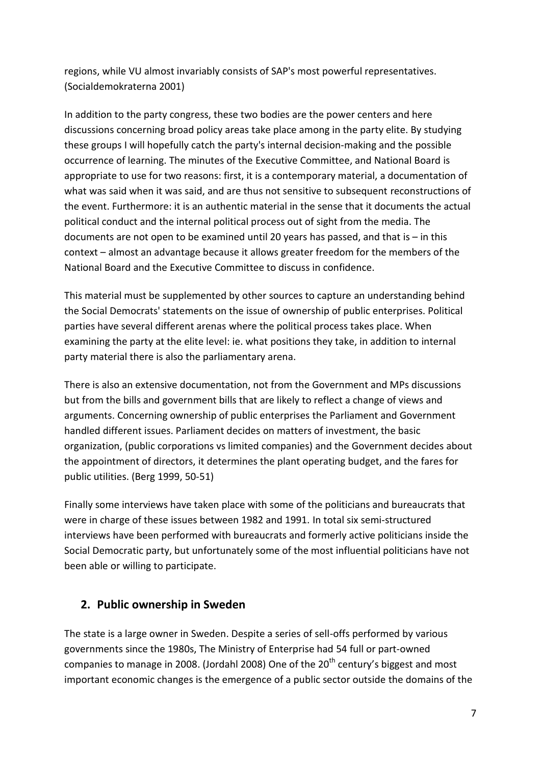regions, while VU almost invariably consists of SAP's most powerful representatives. (Socialdemokraterna 2001)

In addition to the party congress, these two bodies are the power centers and here discussions concerning broad policy areas take place among in the party elite. By studying these groups I will hopefully catch the party's internal decision-making and the possible occurrence of learning. The minutes of the Executive Committee, and National Board is appropriate to use for two reasons: first, it is a contemporary material, a documentation of what was said when it was said, and are thus not sensitive to subsequent reconstructions of the event. Furthermore: it is an authentic material in the sense that it documents the actual political conduct and the internal political process out of sight from the media. The documents are not open to be examined until 20 years has passed, and that is – in this context – almost an advantage because it allows greater freedom for the members of the National Board and the Executive Committee to discuss in confidence.

This material must be supplemented by other sources to capture an understanding behind the Social Democrats' statements on the issue of ownership of public enterprises. Political parties have several different arenas where the political process takes place. When examining the party at the elite level: ie. what positions they take, in addition to internal party material there is also the parliamentary arena.

There is also an extensive documentation, not from the Government and MPs discussions but from the bills and government bills that are likely to reflect a change of views and arguments. Concerning ownership of public enterprises the Parliament and Government handled different issues. Parliament decides on matters of investment, the basic organization, (public corporations vs limited companies) and the Government decides about the appointment of directors, it determines the plant operating budget, and the fares for public utilities. (Berg 1999, 50-51)

Finally some interviews have taken place with some of the politicians and bureaucrats that were in charge of these issues between 1982 and 1991. In total six semi-structured interviews have been performed with bureaucrats and formerly active politicians inside the Social Democratic party, but unfortunately some of the most influential politicians have not been able or willing to participate.

## 2. Public ownership in Sweden

The state is a large owner in Sweden. Despite a series of sell-offs performed by various governments since the 1980s, The Ministry of Enterprise had 54 full or part-owned companies to manage in 2008. (Jordahl 2008) One of the 20th century's biggest and most important economic changes is the emergence of a public sector outside the domains of the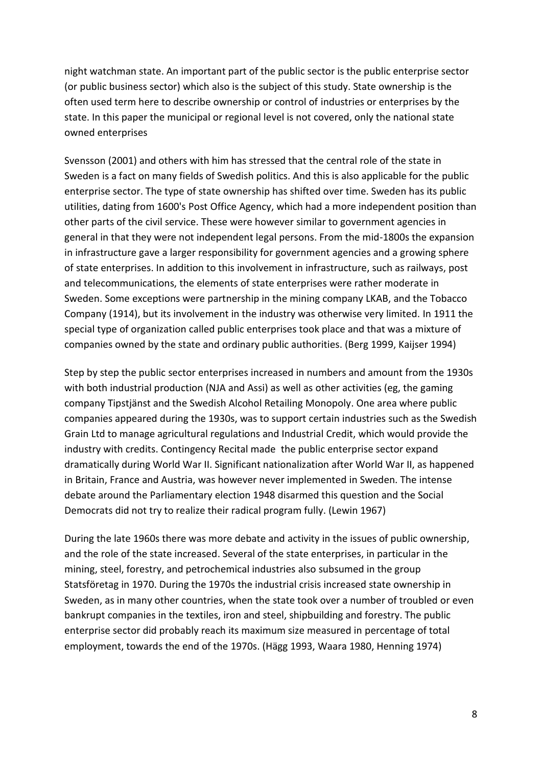night watchman state. An important part of the public sector is the public enterprise sector (or public business sector) which also is the subject of this study. State ownership is the often used term here to describe ownership or control of industries or enterprises by the state. In this paper the municipal or regional level is not covered, only the national state owned enterprises

Svensson (2001) and others with him has stressed that the central role of the state in Sweden is a fact on many fields of Swedish politics. And this is also applicable for the public enterprise sector. The type of state ownership has shifted over time. Sweden has its public utilities, dating from 1600's Post Office Agency, which had a more independent position than other parts of the civil service. These were however similar to government agencies in general in that they were not independent legal persons. From the mid-1800s the expansion in infrastructure gave a larger responsibility for government agencies and a growing sphere of state enterprises. In addition to this involvement in infrastructure, such as railways, post and telecommunications, the elements of state enterprises were rather moderate in Sweden. Some exceptions were partnership in the mining company LKAB, and the Tobacco Company (1914), but its involvement in the industry was otherwise very limited. In 1911 the special type of organization called public enterprises took place and that was a mixture of companies owned by the state and ordinary public authorities. (Berg 1999, Kaijser 1994)

Step by step the public sector enterprises increased in numbers and amount from the 1930s with both industrial production (NJA and Assi) as well as other activities (eg, the gaming company Tipstjänst and the Swedish Alcohol Retailing Monopoly. One area where public companies appeared during the 1930s, was to support certain industries such as the Swedish Grain Ltd to manage agricultural regulations and Industrial Credit, which would provide the industry with credits. Contingency Recital made the public enterprise sector expand dramatically during World War II. Significant nationalization after World War II, as happened in Britain, France and Austria, was however never implemented in Sweden. The intense debate around the Parliamentary election 1948 disarmed this question and the Social Democrats did not try to realize their radical program fully. (Lewin 1967)

During the late 1960s there was more debate and activity in the issues of public ownership, and the role of the state increased. Several of the state enterprises, in particular in the mining, steel, forestry, and petrochemical industries also subsumed in the group Statsföretag in 1970. During the 1970s the industrial crisis increased state ownership in Sweden, as in many other countries, when the state took over a number of troubled or even bankrupt companies in the textiles, iron and steel, shipbuilding and forestry. The public enterprise sector did probably reach its maximum size measured in percentage of total employment, towards the end of the 1970s. (Hägg 1993, Waara 1980, Henning 1974)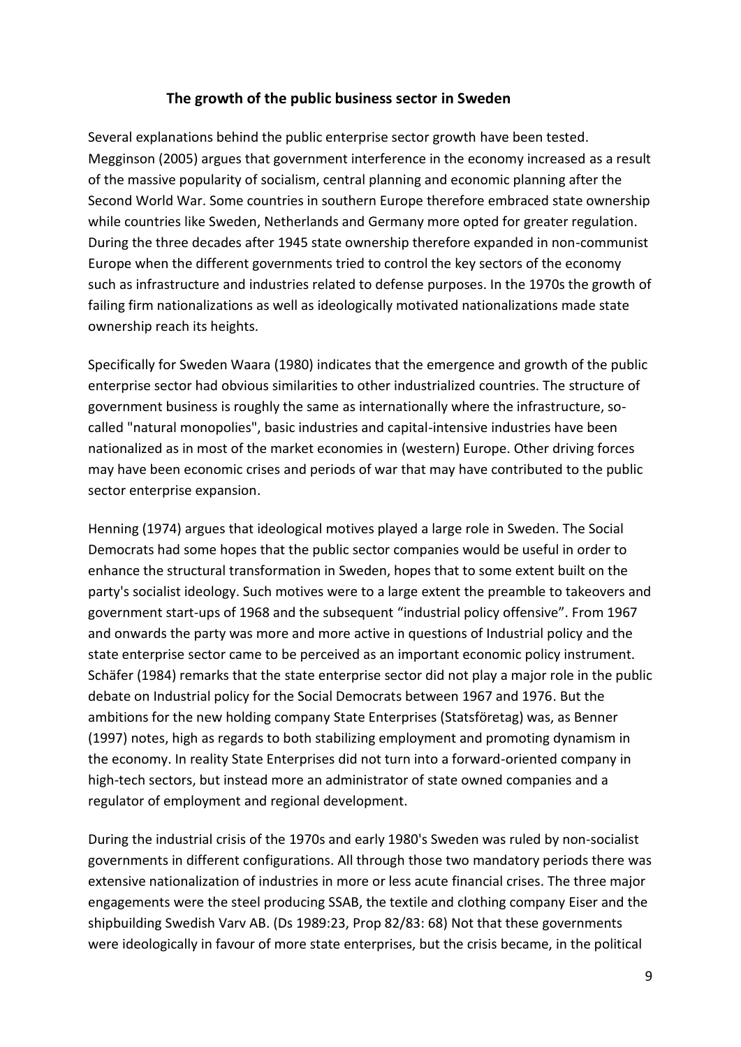### The growth of the public business sector in Sweden

Several explanations behind the public enterprise sector growth have been tested. Megginson (2005) argues that government interference in the economy increased as a result of the massive popularity of socialism, central planning and economic planning after the Second World War. Some countries in southern Europe therefore embraced state ownership while countries like Sweden, Netherlands and Germany more opted for greater regulation. During the three decades after 1945 state ownership therefore expanded in non-communist Europe when the different governments tried to control the key sectors of the economy such as infrastructure and industries related to defense purposes. In the 1970s the growth of failing firm nationalizations as well as ideologically motivated nationalizations made state ownership reach its heights.

Specifically for Sweden Waara (1980) indicates that the emergence and growth of the public enterprise sector had obvious similarities to other industrialized countries. The structure of government business is roughly the same as internationally where the infrastructure, so-called "natural monopolies", basic industries and capital-intensive industries have been nationalized as in most of the market economies in (western) Europe. Other driving forces may have been economic crises and periods of war that may have contributed to the public sector enterprise expansion.

Henning (1974) argues that ideological motives played a large role in Sweden. The Social Democrats had some hopes that the public sector companies would be useful in order to enhance the structural transformation in Sweden, hopes that to some extent built on the party's socialist ideology. Such motives were to a large extent the preamble to takeovers and government start-ups of 1968 and the subsequent "industrial policy offensive". From 1967 and onwards the party was more and more active in questions of Industrial policy and the state enterprise sector came to be perceived as an important economic policy instrument. Schäfer (1984) remarks that the state enterprise sector did not play a major role in the public debate on Industrial policy for the Social Democrats between 1967 and 1976. But the ambitions for the new holding company State Enterprises (Statsföretag) was, as Benner (1997) notes, high as regards to both stabilizing employment and promoting dynamism in the economy. In reality State Enterprises did not turn into a forward-oriented company in high-tech sectors, but instead more an administrator of state owned companies and a regulator of employment and regional development.

During the industrial crisis of the 1970s and early 1980's Sweden was ruled by non-socialist governments in different configurations. All through those two mandatory periods there was extensive nationalization of industries in more or less acute financial crises. The three major engagements were the steel producing SSAB, the textile and clothing company Eiser and the shipbuilding Swedish Varv AB. (Ds 1989:23, Prop 82/83: 68) Not that these governments were ideologically in favour of more state enterprises, but the crisis became, in the political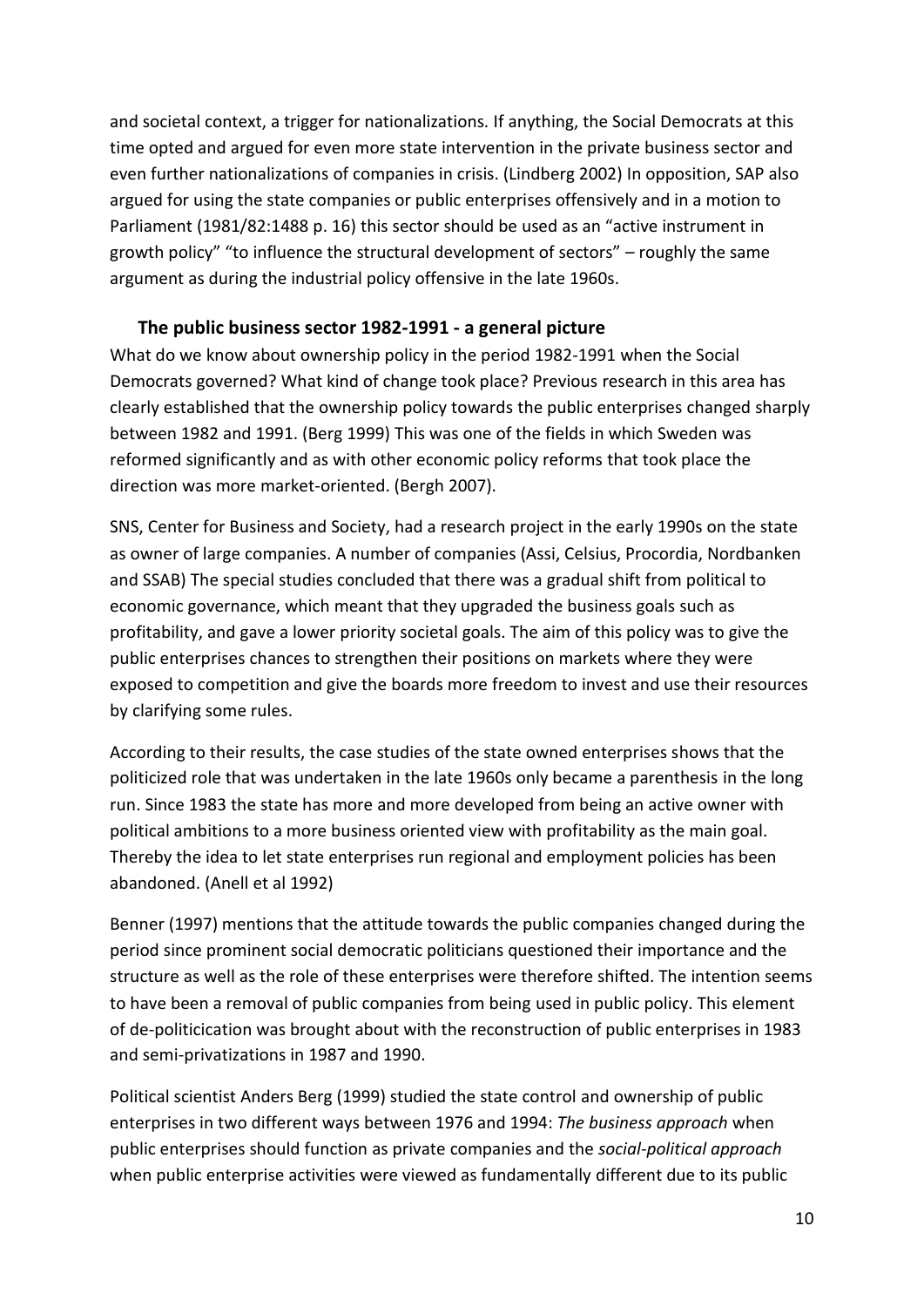and societal context, a trigger for nationalizations. If anything, the Social Democrats at this time opted and argued for even more state intervention in the private business sector and even further nationalizations of companies in crisis. (Lindberg 2002) In opposition, SAP also argued for using the state companies or public enterprises offensively and in a motion to Parliament (1981/82:1488 p. 16) this sector should be used as an "active instrument in growth policy" "to influence the structural development of sectors" – roughly the same argument as during the industrial policy offensive in the late 1960s.

## The public business sector 1982-1991 - a general picture

What do we know about ownership policy in the period 1982-1991 when the Social Democrats governed? What kind of change took place? Previous research in this area has clearly established that the ownership policy towards the public enterprises changed sharply between 1982 and 1991. (Berg 1999) This was one of the fields in which Sweden was reformed significantly and as with other economic policy reforms that took place the direction was more market-oriented. (Bergh 2007).

SNS, Center for Business and Society, had a research project in the early 1990s on the state as owner of large companies. A number of companies (Assi, Celsius, Procordia, Nordbanken and SSAB) The special studies concluded that there was a gradual shift from political to economic governance, which meant that they upgraded the business goals such as profitability, and gave a lower priority societal goals. The aim of this policy was to give the public enterprises chances to strengthen their positions on markets where they were exposed to competition and give the boards more freedom to invest and use their resources by clarifying some rules.

According to their results, the case studies of the state owned enterprises shows that the politicized role that was undertaken in the late 1960s only became a parenthesis in the long run. Since 1983 the state has more and more developed from being an active owner with political ambitions to a more business oriented view with profitability as the main goal. Thereby the idea to let state enterprises run regional and employment policies has been abandoned. (Anell et al 1992)

Benner (1997) mentions that the attitude towards the public companies changed during the period since prominent social democratic politicians questioned their importance and the structure as well as the role of these enterprises were therefore shifted. The intention seems to have been a removal of public companies from being used in public policy. This element of de-politicicication was brought about with the reconstruction of public enterprises in 1983 and semi-privatizations in 1987 and 1990.

Political scientist Anders Berg (1999) studied the state control and ownership of public enterprises in two different ways between 1976 and 1994: *The business approach* when public enterprises should function as private companies and the *social-political approach* when public enterprise activities were viewed as fundamentally different due to its public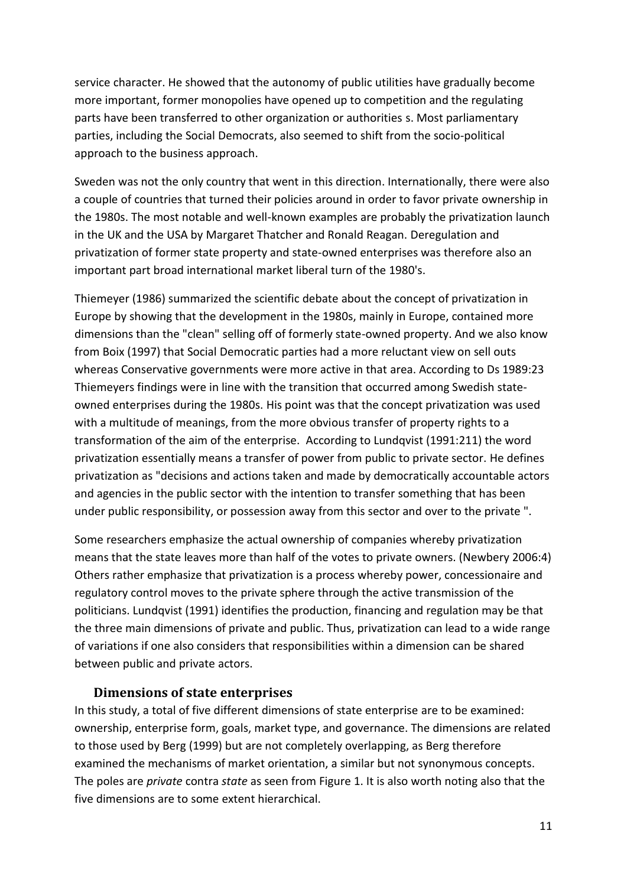service character. He showed that the autonomy of public utilities have gradually become more important, former monopolies have opened up to competition and the regulating parts have been transferred to other organization or authorities s. Most parliamentary parties, including the Social Democrats, also seemed to shift from the socio-political approach to the business approach.

Sweden was not the only country that went in this direction. Internationally, there were also a couple of countries that turned their policies around in order to favor private ownership in the 1980s. The most notable and well-known examples are probably the privatization launch in the UK and the USA by Margaret Thatcher and Ronald Reagan. Deregulation and privatization of former state property and state-owned enterprises was therefore also an important part broad international market liberal turn of the 1980's.

Thiemeyer (1986) summarized the scientific debate about the concept of privatization in Europe by showing that the development in the 1980s, mainly in Europe, contained more dimensions than the "clean" selling off of formerly state-owned property. And we also know from Boix (1997) that Social Democratic parties had a more reluctant view on sell outs whereas Conservative governments were more active in that area. According to Ds 1989:23 Thiemeyers findings were in line with the transition that occurred among Swedish state-owned enterprises during the 1980s. His point was that the concept privatization was used with a multitude of meanings, from the more obvious transfer of property rights to a transformation of the aim of the enterprise. According to Lundqvist (1991:211) the word privatization essentially means a transfer of power from public to private sector. He defines privatization as "decisions and actions taken and made by democratically accountable actors and agencies in the public sector with the intention to transfer something that has been under public responsibility, or possession away from this sector and over to the private ".

Some researchers emphasize the actual ownership of companies whereby privatization means that the state leaves more than half of the votes to private owners. (Newbery 2006:4) Others rather emphasize that privatization is a process whereby power, concessionaire and regulatory control moves to the private sphere through the active transmission of the politicians. Lundqvist (1991) identifies the production, financing and regulation may be that the three main dimensions of private and public. Thus, privatization can lead to a wide range of variations if one also considers that responsibilities within a dimension can be shared between public and private actors.

## Dimensions of state enterprises

In this study, a total of five different dimensions of state enterprise are to be examined: ownership, enterprise form, goals, market type, and governance. The dimensions are related to those used by Berg (1999) but are not completely overlapping, as Berg therefore examined the mechanisms of market orientation, a similar but not synonymous concepts. The poles are *private* contra *state* as seen from Figure 1. It is also worth noting also that the five dimensions are to some extent hierarchical.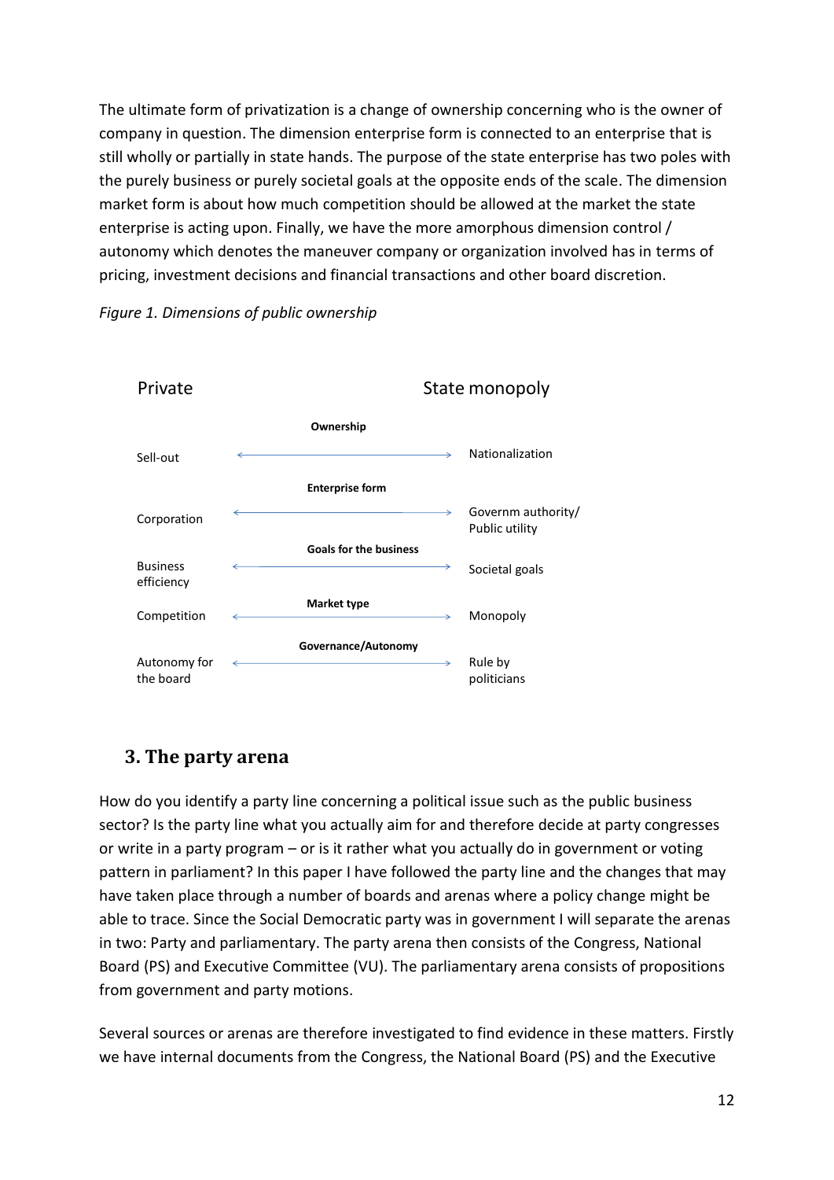The ultimate form of privatization is a change of ownership concerning who is the owner of company in question. The dimension enterprise form is connected to an enterprise that is still wholly or partially in state hands. The purpose of the state enterprise has two poles with the purely business or purely societal goals at the opposite ends of the scale. The dimension market form is about how much competition should be allowed at the market the state enterprise is acting upon. Finally, we have the more amorphous dimension control / autonomy which denotes the maneuver company or organization involved has in terms of pricing, investment decisions and financial transactions and other board discretion.

*Figure 1. Dimensions of public ownership*

| Private | | State monopoly |
|---|---|---|
| | **Ownership** | |
| Sell-out | ← → | Nationalization |
| | **Enterprise form** | |
| Corporation | ← → | Governm authority/ Public utility |
| | **Goals for the business** | |
| Business efficiency | ← → | Societal goals |
| | **Market type** | |
| Competition | ← → | Monopoly |
| | **Governance/Autonomy** | |
| Autonomy for the board | ← → | Rule by politicians |

## 3. The party arena

How do you identify a party line concerning a political issue such as the public business sector? Is the party line what you actually aim for and therefore decide at party congresses or write in a party program – or is it rather what you actually do in government or voting pattern in parliament? In this paper I have followed the party line and the changes that may have taken place through a number of boards and arenas where a policy change might be able to trace. Since the Social Democratic party was in government I will separate the arenas in two: Party and parliamentary. The party arena then consists of the Congress, National Board (PS) and Executive Committee (VU). The parliamentary arena consists of propositions from government and party motions.

Several sources or arenas are therefore investigated to find evidence in these matters. Firstly we have internal documents from the Congress, the National Board (PS) and the Executive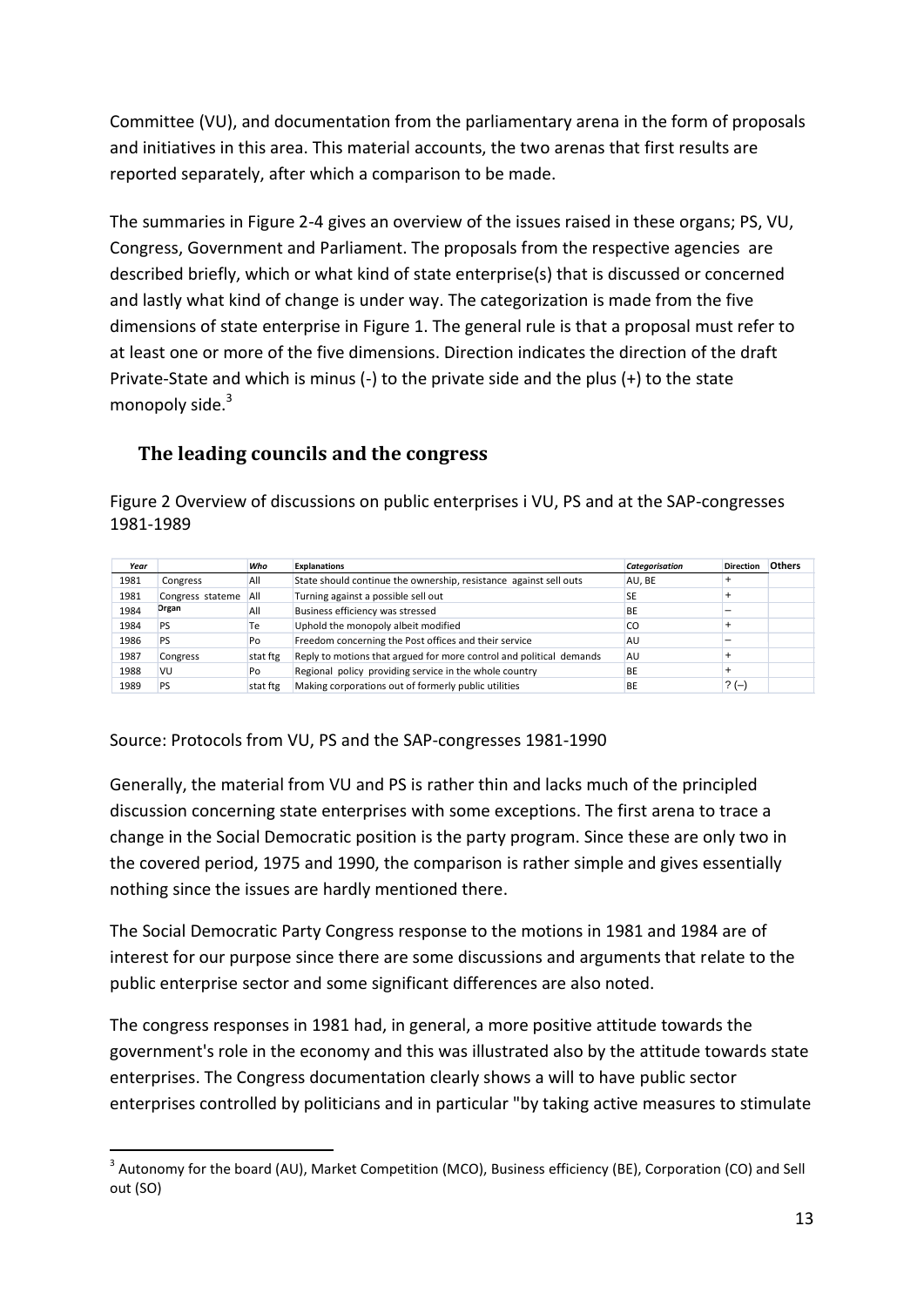Committee (VU), and documentation from the parliamentary arena in the form of proposals and initiatives in this area. This material accounts, the two arenas that first results are reported separately, after which a comparison to be made.

The summaries in Figure 2-4 gives an overview of the issues raised in these organs; PS, VU, Congress, Government and Parliament. The proposals from the respective agencies are described briefly, which or what kind of state enterprise(s) that is discussed or concerned and lastly what kind of change is under way. The categorization is made from the five dimensions of state enterprise in Figure 1. The general rule is that a proposal must refer to at least one or more of the five dimensions. Direction indicates the direction of the draft Private-State and which is minus (-) to the private side and the plus (+) to the state monopoly side.[3]

## The leading councils and the congress

Figure 2 Overview of discussions on public enterprises i VU, PS and at the SAP-congresses 1981-1989

| *Year* | | *Who* | **Explanations** | *Categorisation* | **Direction** | **Others** |
|---|---|---|---|---|---|---|
| 1981 | Congress | All | State should continue the ownership, resistance against sell outs | AU, BE | + | |
| 1981 | Congress stateme Organ | All | Turning against a possible sell out | SE | + | |
| 1984 | | All | Business efficiency was stressed | BE | – | |
| 1984 | PS | Te | Uphold the monopoly albeit modified | CO | + | |
| 1986 | PS | Po | Freedom concerning the Post offices and their service | AU | – | |
| 1987 | Congress | stat ftg | Reply to motions that argued for more control and political demands | AU | + | |
| 1988 | VU | Po | Regional policy providing service in the whole country | BE | + | |
| 1989 | PS | stat ftg | Making corporations out of formerly public utilities | BE | ? (–) | |

Source: Protocols from VU, PS and the SAP-congresses 1981-1990

Generally, the material from VU and PS is rather thin and lacks much of the principled discussion concerning state enterprises with some exceptions. The first arena to trace a change in the Social Democratic position is the party program. Since these are only two in the covered period, 1975 and 1990, the comparison is rather simple and gives essentially nothing since the issues are hardly mentioned there.

The Social Democratic Party Congress response to the motions in 1981 and 1984 are of interest for our purpose since there are some discussions and arguments that relate to the public enterprise sector and some significant differences are also noted.

The congress responses in 1981 had, in general, a more positive attitude towards the government's role in the economy and this was illustrated also by the attitude towards state enterprises. The Congress documentation clearly shows a will to have public sector enterprises controlled by politicians and in particular "by taking active measures to stimulate

[3] Autonomy for the board (AU), Market Competition (MCO), Business efficiency (BE), Corporation (CO) and Sell out (SO)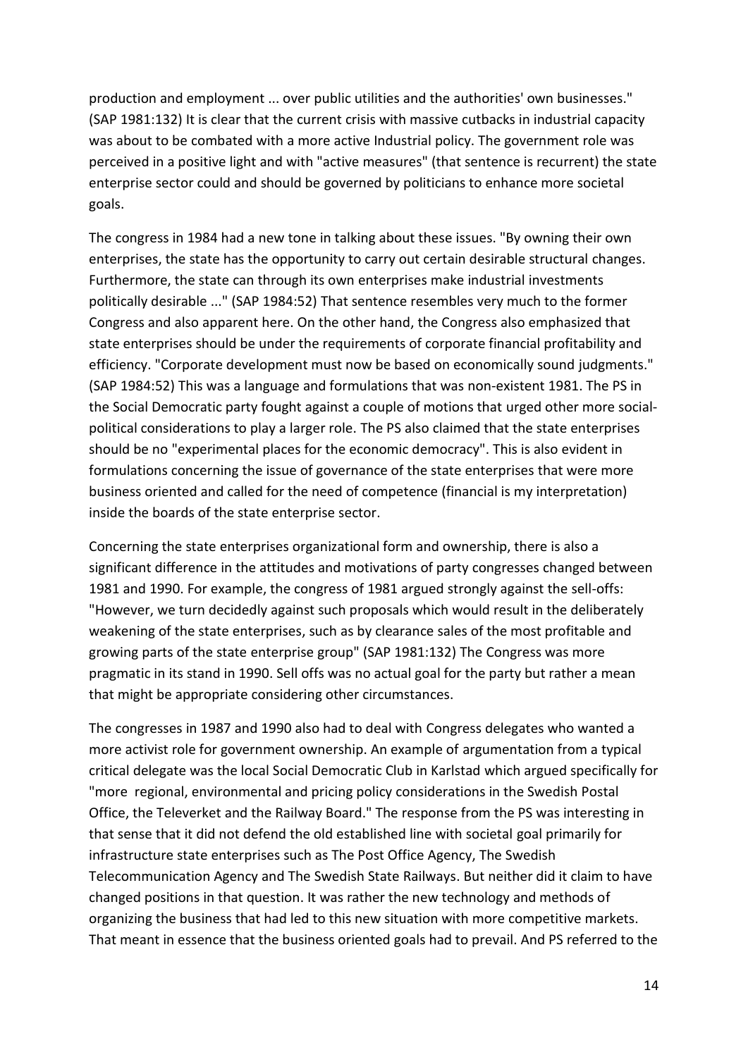production and employment ... over public utilities and the authorities' own businesses." (SAP 1981:132) It is clear that the current crisis with massive cutbacks in industrial capacity was about to be combated with a more active Industrial policy. The government role was perceived in a positive light and with "active measures" (that sentence is recurrent) the state enterprise sector could and should be governed by politicians to enhance more societal goals.

The congress in 1984 had a new tone in talking about these issues. "By owning their own enterprises, the state has the opportunity to carry out certain desirable structural changes. Furthermore, the state can through its own enterprises make industrial investments politically desirable ..." (SAP 1984:52) That sentence resembles very much to the former Congress and also apparent here. On the other hand, the Congress also emphasized that state enterprises should be under the requirements of corporate financial profitability and efficiency. "Corporate development must now be based on economically sound judgments." (SAP 1984:52) This was a language and formulations that was non-existent 1981. The PS in the Social Democratic party fought against a couple of motions that urged other more social-political considerations to play a larger role. The PS also claimed that the state enterprises should be no "experimental places for the economic democracy". This is also evident in formulations concerning the issue of governance of the state enterprises that were more business oriented and called for the need of competence (financial is my interpretation) inside the boards of the state enterprise sector.

Concerning the state enterprises organizational form and ownership, there is also a significant difference in the attitudes and motivations of party congresses changed between 1981 and 1990. For example, the congress of 1981 argued strongly against the sell-offs: "However, we turn decidedly against such proposals which would result in the deliberately weakening of the state enterprises, such as by clearance sales of the most profitable and growing parts of the state enterprise group" (SAP 1981:132) The Congress was more pragmatic in its stand in 1990. Sell offs was no actual goal for the party but rather a mean that might be appropriate considering other circumstances.

The congresses in 1987 and 1990 also had to deal with Congress delegates who wanted a more activist role for government ownership. An example of argumentation from a typical critical delegate was the local Social Democratic Club in Karlstad which argued specifically for "more regional, environmental and pricing policy considerations in the Swedish Postal Office, the Televerket and the Railway Board." The response from the PS was interesting in that sense that it did not defend the old established line with societal goal primarily for infrastructure state enterprises such as The Post Office Agency, The Swedish Telecommunication Agency and The Swedish State Railways. But neither did it claim to have changed positions in that question. It was rather the new technology and methods of organizing the business that had led to this new situation with more competitive markets. That meant in essence that the business oriented goals had to prevail. And PS referred to the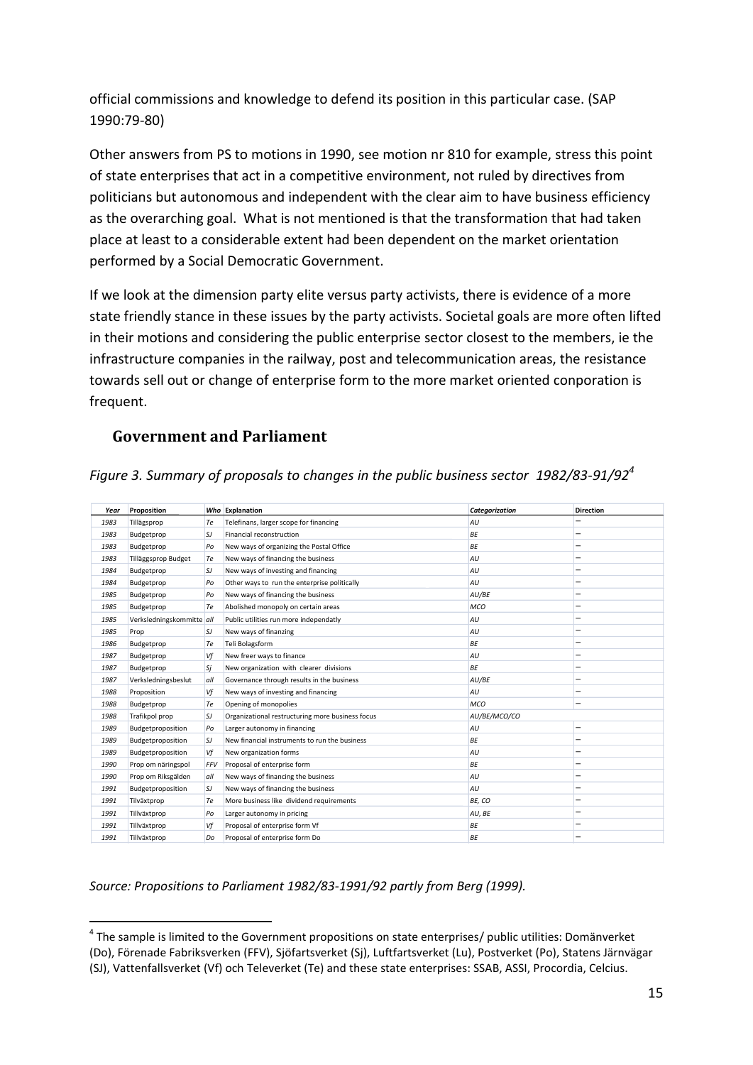official commissions and knowledge to defend its position in this particular case. (SAP 1990:79-80)

Other answers from PS to motions in 1990, see motion nr 810 for example, stress this point of state enterprises that act in a competitive environment, not ruled by directives from politicians but autonomous and independent with the clear aim to have business efficiency as the overarching goal. What is not mentioned is that the transformation that had taken place at least to a considerable extent had been dependent on the market orientation performed by a Social Democratic Government.

If we look at the dimension party elite versus party activists, there is evidence of a more state friendly stance in these issues by the party activists. Societal goals are more often lifted in their motions and considering the public enterprise sector closest to the members, ie the infrastructure companies in the railway, post and telecommunication areas, the resistance towards sell out or change of enterprise form to the more market oriented conporation is frequent.

## Government and Parliament

*Figure 3. Summary of proposals to changes in the public business sector 1982/83-91/92*[4]

| Year | Proposition | Who | Explanation | Categorization | Direction |
|---|---|---|---|---|---|
| 1983 | Tillägsprop | Te | Telefinans, larger scope for financing | AU | – |
| 1983 | Budgetprop | SJ | Financial reconstruction | BE | – |
| 1983 | Budgetprop | Po | New ways of organizing the Postal Office | BE | – |
| 1983 | Tilläggsprop Budget | Te | New ways of financing the business | AU | – |
| 1984 | Budgetprop | SJ | New ways of investing and financing | AU | – |
| 1984 | Budgetprop | Po | Other ways to run the enterprise politically | AU | – |
| 1985 | Budgetprop | Po | New ways of financing the business | AU/BE | – |
| 1985 | Budgetprop | Te | Abolished monopoly on certain areas | MCO | – |
| 1985 | Verksledningskommitte | all | Public utilities run more independatly | AU | – |
| 1985 | Prop | SJ | New ways of finanzing | AU | – |
| 1986 | Budgetprop | Te | Teli Bolagsform | BE | – |
| 1987 | Budgetprop | Vf | New freer ways to finance | AU | – |
| 1987 | Budgetprop | Sj | New organization with clearer divisions | BE | – |
| 1987 | Verksledningsbeslut | all | Governance through results in the business | AU/BE | – |
| 1988 | Proposition | Vf | New ways of investing and financing | AU | – |
| 1988 | Budgetprop | Te | Opening of monopolies | MCO | – |
| 1988 | Trafikpol prop | SJ | Organizational restructuring more business focus | AU/BE/MCO/CO | |
| 1989 | Budgetproposition | Po | Larger autonomy in financing | AU | – |
| 1989 | Budgetproposition | SJ | New financial instruments to run the business | BE | – |
| 1989 | Budgetproposition | Vf | New organization forms | AU | – |
| 1990 | Prop om näringspol | FFV | Proposal of enterprise form | BE | – |
| 1990 | Prop om Riksgälden | all | New ways of financing the business | AU | – |
| 1991 | Budgetproposition | SJ | New ways of financing the business | AU | – |
| 1991 | Tilväxtprop | Te | More business like dividend requirements | BE, CO | – |
| 1991 | Tillväxtprop | Po | Larger autonomy in pricing | AU, BE | – |
| 1991 | Tillväxtprop | Vf | Proposal of enterprise form Vf | BE | – |
| 1991 | Tillväxtprop | Do | Proposal of enterprise form Do | BE | – |

*Source: Propositions to Parliament 1982/83-1991/92 partly from Berg (1999).*

[4] The sample is limited to the Government propositions on state enterprises/ public utilities: Domänverket (Do), Förenade Fabriksverken (FFV), Sjöfartsverket (Sj), Luftfartsverket (Lu), Postverket (Po), Statens Järnvägar (SJ), Vattenfallsverket (Vf) och Televerket (Te) and these state enterprises: SSAB, ASSI, Procordia, Celcius.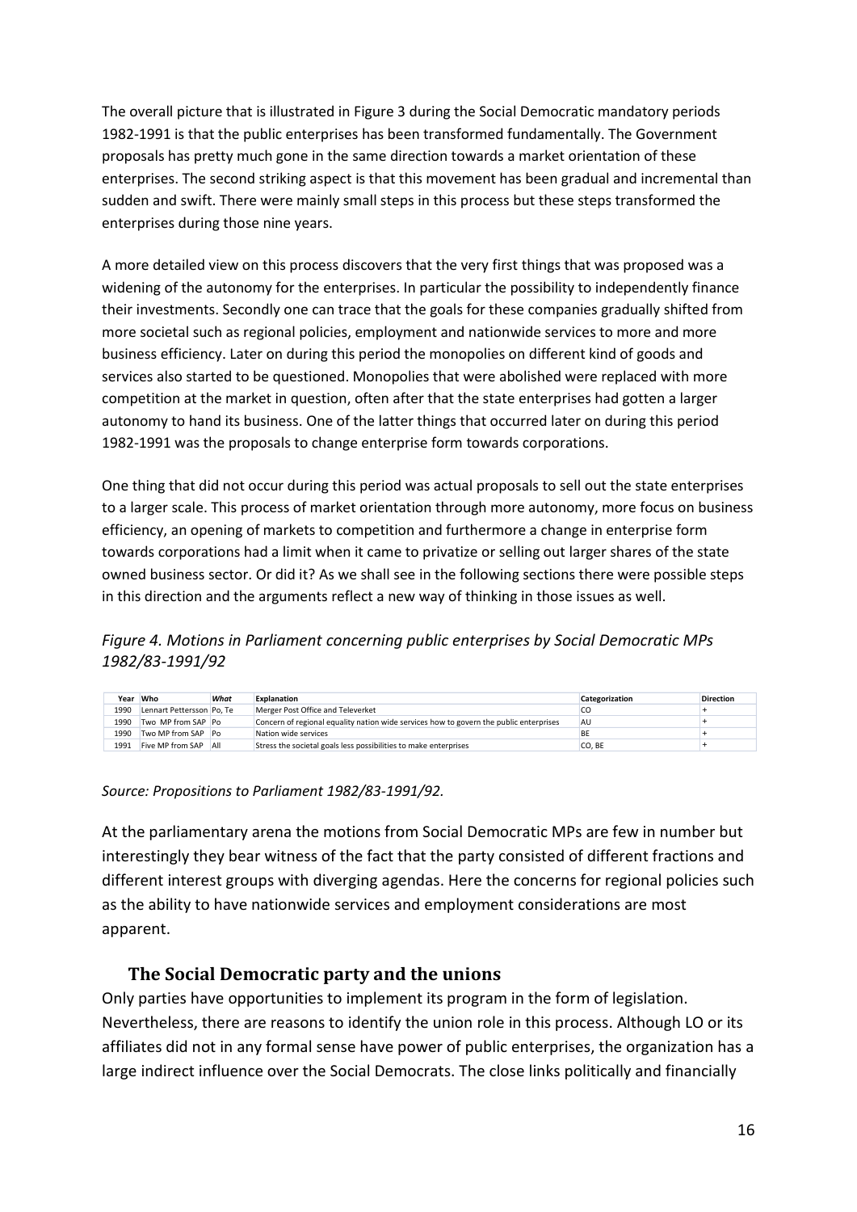The overall picture that is illustrated in Figure 3 during the Social Democratic mandatory periods 1982-1991 is that the public enterprises has been transformed fundamentally. The Government proposals has pretty much gone in the same direction towards a market orientation of these enterprises. The second striking aspect is that this movement has been gradual and incremental than sudden and swift. There were mainly small steps in this process but these steps transformed the enterprises during those nine years.

A more detailed view on this process discovers that the very first things that was proposed was a widening of the autonomy for the enterprises. In particular the possibility to independently finance their investments. Secondly one can trace that the goals for these companies gradually shifted from more societal such as regional policies, employment and nationwide services to more and more business efficiency. Later on during this period the monopolies on different kind of goods and services also started to be questioned. Monopolies that were abolished were replaced with more competition at the market in question, often after that the state enterprises had gotten a larger autonomy to hand its business. One of the latter things that occurred later on during this period 1982-1991 was the proposals to change enterprise form towards corporations.

One thing that did not occur during this period was actual proposals to sell out the state enterprises to a larger scale. This process of market orientation through more autonomy, more focus on business efficiency, an opening of markets to competition and furthermore a change in enterprise form towards corporations had a limit when it came to privatize or selling out larger shares of the state owned business sector. Or did it? As we shall see in the following sections there were possible steps in this direction and the arguments reflect a new way of thinking in those issues as well.

*Figure 4. Motions in Parliament concerning public enterprises by Social Democratic MPs 1982/83-1991/92*

| Year | Who | *What* | Explanation | Categorization | Direction |
|---|---|---|---|---|---|
| 1990 | Lennart Pettersson | Po, Te | Merger Post Office and Televerket | CO | + |
| 1990 | Two MP from SAP | Po | Concern of regional equality nation wide services how to govern the public enterprises | AU | + |
| 1990 | Two MP from SAP | Po | Nation wide services | BE | + |
| 1991 | Five MP from SAP | All | Stress the societal goals less possibilities to make enterprises | CO, BE | + |

*Source: Propositions to Parliament 1982/83-1991/92.*

At the parliamentary arena the motions from Social Democratic MPs are few in number but interestingly they bear witness of the fact that the party consisted of different fractions and different interest groups with diverging agendas. Here the concerns for regional policies such as the ability to have nationwide services and employment considerations are most apparent.

## The Social Democratic party and the unions

Only parties have opportunities to implement its program in the form of legislation. Nevertheless, there are reasons to identify the union role in this process. Although LO or its affiliates did not in any formal sense have power of public enterprises, the organization has a large indirect influence over the Social Democrats. The close links politically and financially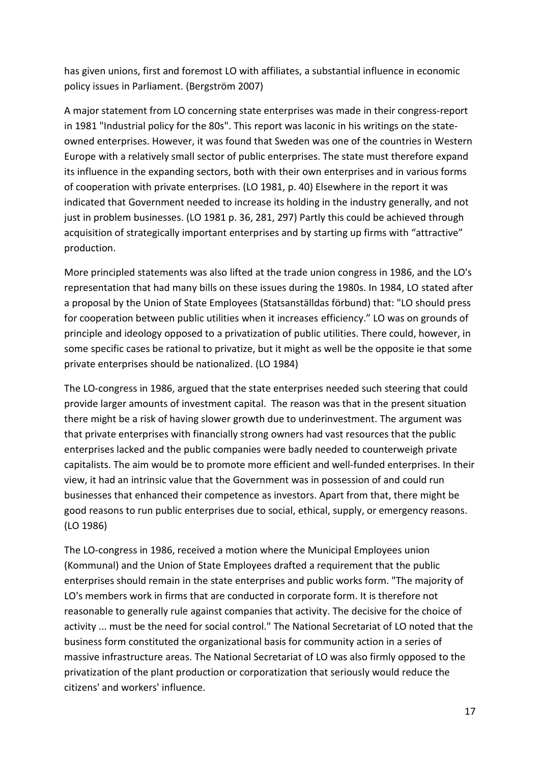has given unions, first and foremost LO with affiliates, a substantial influence in economic policy issues in Parliament. (Bergström 2007)

A major statement from LO concerning state enterprises was made in their congress-report in 1981 "Industrial policy for the 80s". This report was laconic in his writings on the state-owned enterprises. However, it was found that Sweden was one of the countries in Western Europe with a relatively small sector of public enterprises. The state must therefore expand its influence in the expanding sectors, both with their own enterprises and in various forms of cooperation with private enterprises. (LO 1981, p. 40) Elsewhere in the report it was indicated that Government needed to increase its holding in the industry generally, and not just in problem businesses. (LO 1981 p. 36, 281, 297) Partly this could be achieved through acquisition of strategically important enterprises and by starting up firms with "attractive" production.

More principled statements was also lifted at the trade union congress in 1986, and the LO's representation that had many bills on these issues during the 1980s. In 1984, LO stated after a proposal by the Union of State Employees (Statsanställdas förbund) that: "LO should press for cooperation between public utilities when it increases efficiency." LO was on grounds of principle and ideology opposed to a privatization of public utilities. There could, however, in some specific cases be rational to privatize, but it might as well be the opposite ie that some private enterprises should be nationalized. (LO 1984)

The LO-congress in 1986, argued that the state enterprises needed such steering that could provide larger amounts of investment capital. The reason was that in the present situation there might be a risk of having slower growth due to underinvestment. The argument was that private enterprises with financially strong owners had vast resources that the public enterprises lacked and the public companies were badly needed to counterweigh private capitalists. The aim would be to promote more efficient and well-funded enterprises. In their view, it had an intrinsic value that the Government was in possession of and could run businesses that enhanced their competence as investors. Apart from that, there might be good reasons to run public enterprises due to social, ethical, supply, or emergency reasons. (LO 1986)

The LO-congress in 1986, received a motion where the Municipal Employees union (Kommunal) and the Union of State Employees drafted a requirement that the public enterprises should remain in the state enterprises and public works form. "The majority of LO's members work in firms that are conducted in corporate form. It is therefore not reasonable to generally rule against companies that activity. The decisive for the choice of activity ... must be the need for social control." The National Secretariat of LO noted that the business form constituted the organizational basis for community action in a series of massive infrastructure areas. The National Secretariat of LO was also firmly opposed to the privatization of the plant production or corporatization that seriously would reduce the citizens' and workers' influence.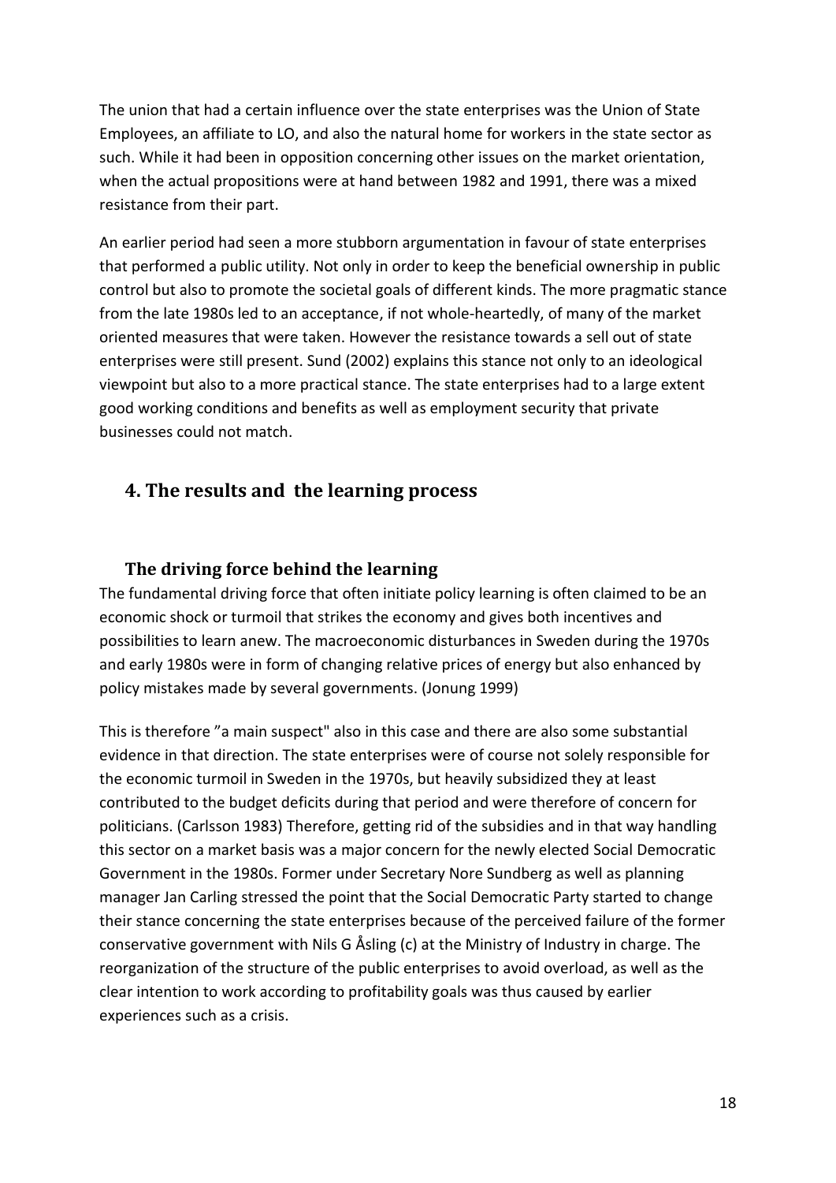The union that had a certain influence over the state enterprises was the Union of State Employees, an affiliate to LO, and also the natural home for workers in the state sector as such. While it had been in opposition concerning other issues on the market orientation, when the actual propositions were at hand between 1982 and 1991, there was a mixed resistance from their part.

An earlier period had seen a more stubborn argumentation in favour of state enterprises that performed a public utility. Not only in order to keep the beneficial ownership in public control but also to promote the societal goals of different kinds. The more pragmatic stance from the late 1980s led to an acceptance, if not whole-heartedly, of many of the market oriented measures that were taken. However the resistance towards a sell out of state enterprises were still present. Sund (2002) explains this stance not only to an ideological viewpoint but also to a more practical stance. The state enterprises had to a large extent good working conditions and benefits as well as employment security that private businesses could not match.

## 4. The results and the learning process

### The driving force behind the learning

The fundamental driving force that often initiate policy learning is often claimed to be an economic shock or turmoil that strikes the economy and gives both incentives and possibilities to learn anew. The macroeconomic disturbances in Sweden during the 1970s and early 1980s were in form of changing relative prices of energy but also enhanced by policy mistakes made by several governments. (Jonung 1999)

This is therefore ”a main suspect" also in this case and there are also some substantial evidence in that direction. The state enterprises were of course not solely responsible for the economic turmoil in Sweden in the 1970s, but heavily subsidized they at least contributed to the budget deficits during that period and were therefore of concern for politicians. (Carlsson 1983) Therefore, getting rid of the subsidies and in that way handling this sector on a market basis was a major concern for the newly elected Social Democratic Government in the 1980s. Former under Secretary Nore Sundberg as well as planning manager Jan Carling stressed the point that the Social Democratic Party started to change their stance concerning the state enterprises because of the perceived failure of the former conservative government with Nils G Åsling (c) at the Ministry of Industry in charge. The reorganization of the structure of the public enterprises to avoid overload, as well as the clear intention to work according to profitability goals was thus caused by earlier experiences such as a crisis.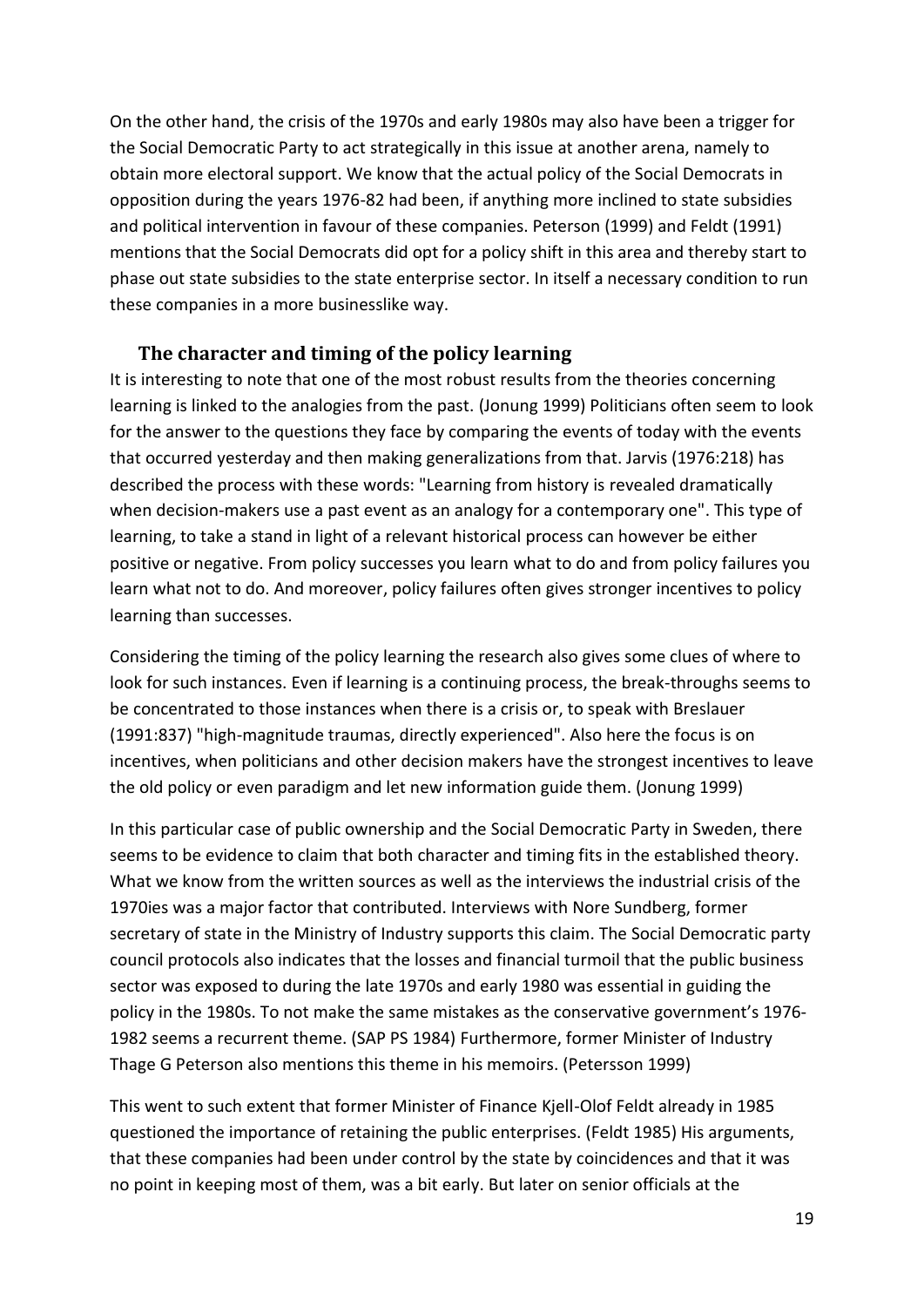On the other hand, the crisis of the 1970s and early 1980s may also have been a trigger for the Social Democratic Party to act strategically in this issue at another arena, namely to obtain more electoral support. We know that the actual policy of the Social Democrats in opposition during the years 1976-82 had been, if anything more inclined to state subsidies and political intervention in favour of these companies. Peterson (1999) and Feldt (1991) mentions that the Social Democrats did opt for a policy shift in this area and thereby start to phase out state subsidies to the state enterprise sector. In itself a necessary condition to run these companies in a more businesslike way.

## The character and timing of the policy learning

It is interesting to note that one of the most robust results from the theories concerning learning is linked to the analogies from the past. (Jonung 1999) Politicians often seem to look for the answer to the questions they face by comparing the events of today with the events that occurred yesterday and then making generalizations from that. Jarvis (1976:218) has described the process with these words: "Learning from history is revealed dramatically when decision-makers use a past event as an analogy for a contemporary one". This type of learning, to take a stand in light of a relevant historical process can however be either positive or negative. From policy successes you learn what to do and from policy failures you learn what not to do. And moreover, policy failures often gives stronger incentives to policy learning than successes.

Considering the timing of the policy learning the research also gives some clues of where to look for such instances. Even if learning is a continuing process, the break-throughs seems to be concentrated to those instances when there is a crisis or, to speak with Breslauer (1991:837) "high-magnitude traumas, directly experienced". Also here the focus is on incentives, when politicians and other decision makers have the strongest incentives to leave the old policy or even paradigm and let new information guide them. (Jonung 1999)

In this particular case of public ownership and the Social Democratic Party in Sweden, there seems to be evidence to claim that both character and timing fits in the established theory. What we know from the written sources as well as the interviews the industrial crisis of the 1970ies was a major factor that contributed. Interviews with Nore Sundberg, former secretary of state in the Ministry of Industry supports this claim. The Social Democratic party council protocols also indicates that the losses and financial turmoil that the public business sector was exposed to during the late 1970s and early 1980 was essential in guiding the policy in the 1980s. To not make the same mistakes as the conservative government's 1976-1982 seems a recurrent theme. (SAP PS 1984) Furthermore, former Minister of Industry Thage G Peterson also mentions this theme in his memoirs. (Petersson 1999)

This went to such extent that former Minister of Finance Kjell-Olof Feldt already in 1985 questioned the importance of retaining the public enterprises. (Feldt 1985) His arguments, that these companies had been under control by the state by coincidences and that it was no point in keeping most of them, was a bit early. But later on senior officials at the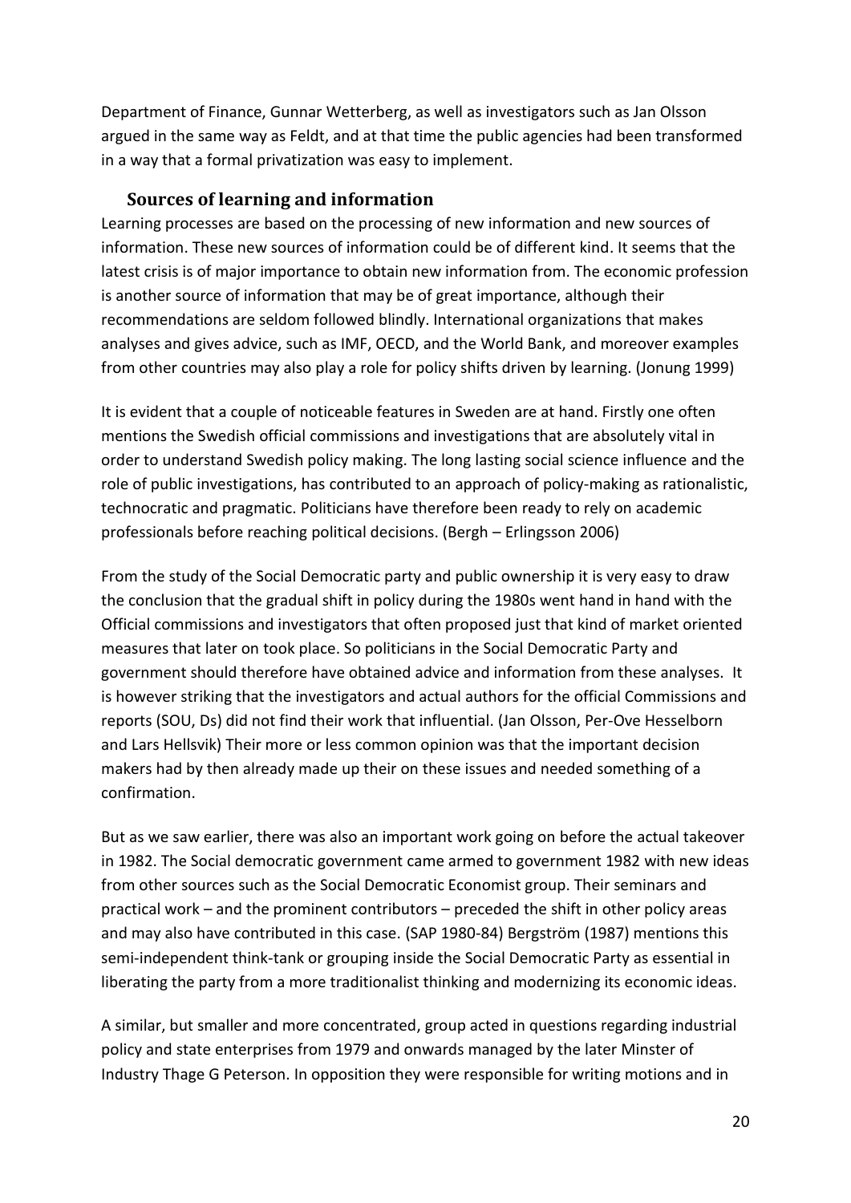Department of Finance, Gunnar Wetterberg, as well as investigators such as Jan Olsson argued in the same way as Feldt, and at that time the public agencies had been transformed in a way that a formal privatization was easy to implement.

## Sources of learning and information

Learning processes are based on the processing of new information and new sources of information. These new sources of information could be of different kind. It seems that the latest crisis is of major importance to obtain new information from. The economic profession is another source of information that may be of great importance, although their recommendations are seldom followed blindly. International organizations that makes analyses and gives advice, such as IMF, OECD, and the World Bank, and moreover examples from other countries may also play a role for policy shifts driven by learning. (Jonung 1999)

It is evident that a couple of noticeable features in Sweden are at hand. Firstly one often mentions the Swedish official commissions and investigations that are absolutely vital in order to understand Swedish policy making. The long lasting social science influence and the role of public investigations, has contributed to an approach of policy-making as rationalistic, technocratic and pragmatic. Politicians have therefore been ready to rely on academic professionals before reaching political decisions. (Bergh – Erlingsson 2006)

From the study of the Social Democratic party and public ownership it is very easy to draw the conclusion that the gradual shift in policy during the 1980s went hand in hand with the Official commissions and investigators that often proposed just that kind of market oriented measures that later on took place. So politicians in the Social Democratic Party and government should therefore have obtained advice and information from these analyses. It is however striking that the investigators and actual authors for the official Commissions and reports (SOU, Ds) did not find their work that influential. (Jan Olsson, Per-Ove Hesselborn and Lars Hellsvik) Their more or less common opinion was that the important decision makers had by then already made up their on these issues and needed something of a confirmation.

But as we saw earlier, there was also an important work going on before the actual takeover in 1982. The Social democratic government came armed to government 1982 with new ideas from other sources such as the Social Democratic Economist group. Their seminars and practical work – and the prominent contributors – preceded the shift in other policy areas and may also have contributed in this case. (SAP 1980-84) Bergström (1987) mentions this semi-independent think-tank or grouping inside the Social Democratic Party as essential in liberating the party from a more traditionalist thinking and modernizing its economic ideas.

A similar, but smaller and more concentrated, group acted in questions regarding industrial policy and state enterprises from 1979 and onwards managed by the later Minster of Industry Thage G Peterson. In opposition they were responsible for writing motions and in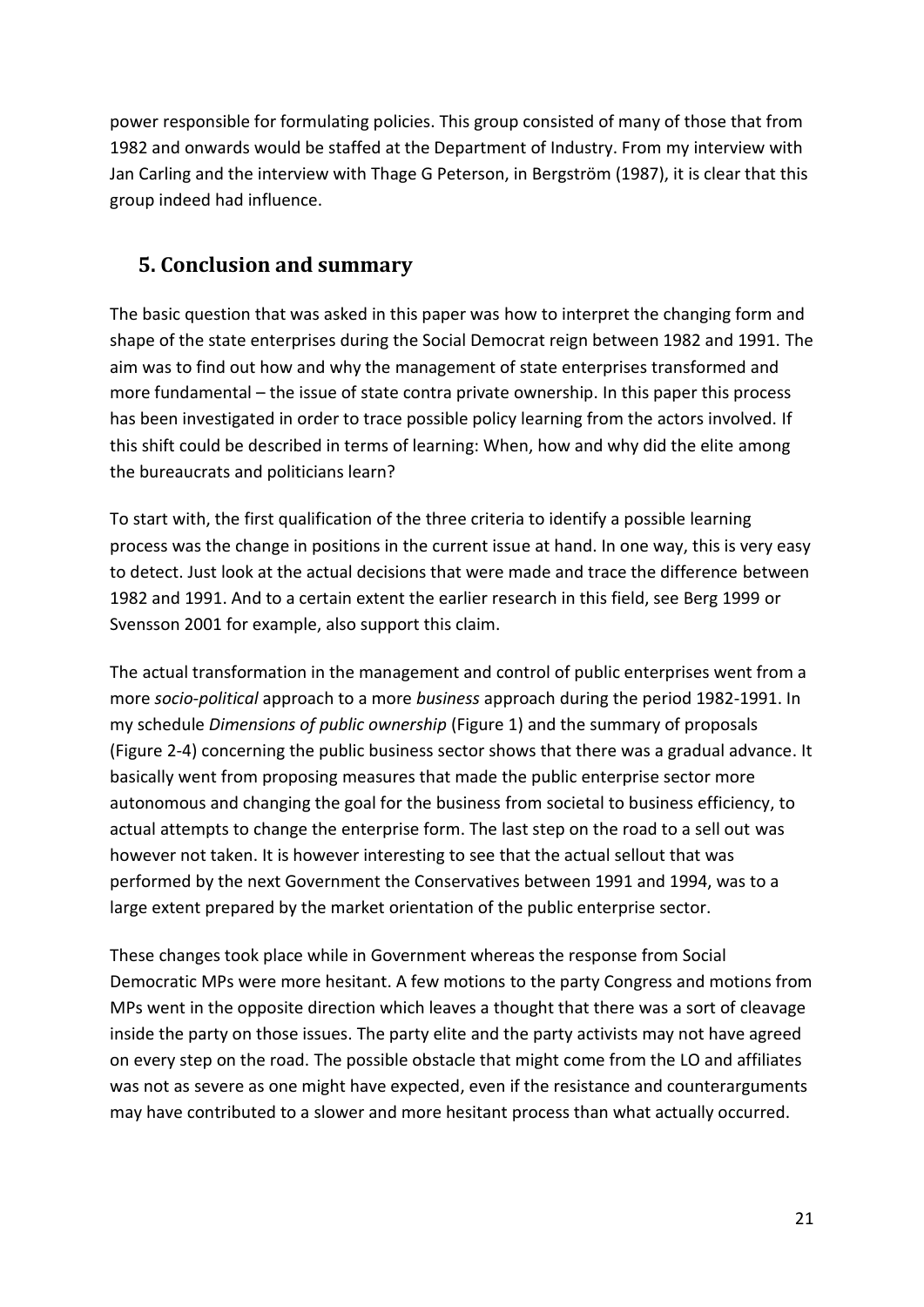power responsible for formulating policies. This group consisted of many of those that from 1982 and onwards would be staffed at the Department of Industry. From my interview with Jan Carling and the interview with Thage G Peterson, in Bergström (1987), it is clear that this group indeed had influence.

## 5. Conclusion and summary

The basic question that was asked in this paper was how to interpret the changing form and shape of the state enterprises during the Social Democrat reign between 1982 and 1991. The aim was to find out how and why the management of state enterprises transformed and more fundamental – the issue of state contra private ownership. In this paper this process has been investigated in order to trace possible policy learning from the actors involved. If this shift could be described in terms of learning: When, how and why did the elite among the bureaucrats and politicians learn?

To start with, the first qualification of the three criteria to identify a possible learning process was the change in positions in the current issue at hand. In one way, this is very easy to detect. Just look at the actual decisions that were made and trace the difference between 1982 and 1991. And to a certain extent the earlier research in this field, see Berg 1999 or Svensson 2001 for example, also support this claim.

The actual transformation in the management and control of public enterprises went from a more *socio-political* approach to a more *business* approach during the period 1982-1991. In my schedule *Dimensions of public ownership* (Figure 1) and the summary of proposals (Figure 2-4) concerning the public business sector shows that there was a gradual advance. It basically went from proposing measures that made the public enterprise sector more autonomous and changing the goal for the business from societal to business efficiency, to actual attempts to change the enterprise form. The last step on the road to a sell out was however not taken. It is however interesting to see that the actual sellout that was performed by the next Government the Conservatives between 1991 and 1994, was to a large extent prepared by the market orientation of the public enterprise sector.

These changes took place while in Government whereas the response from Social Democratic MPs were more hesitant. A few motions to the party Congress and motions from MPs went in the opposite direction which leaves a thought that there was a sort of cleavage inside the party on those issues. The party elite and the party activists may not have agreed on every step on the road. The possible obstacle that might come from the LO and affiliates was not as severe as one might have expected, even if the resistance and counterarguments may have contributed to a slower and more hesitant process than what actually occurred.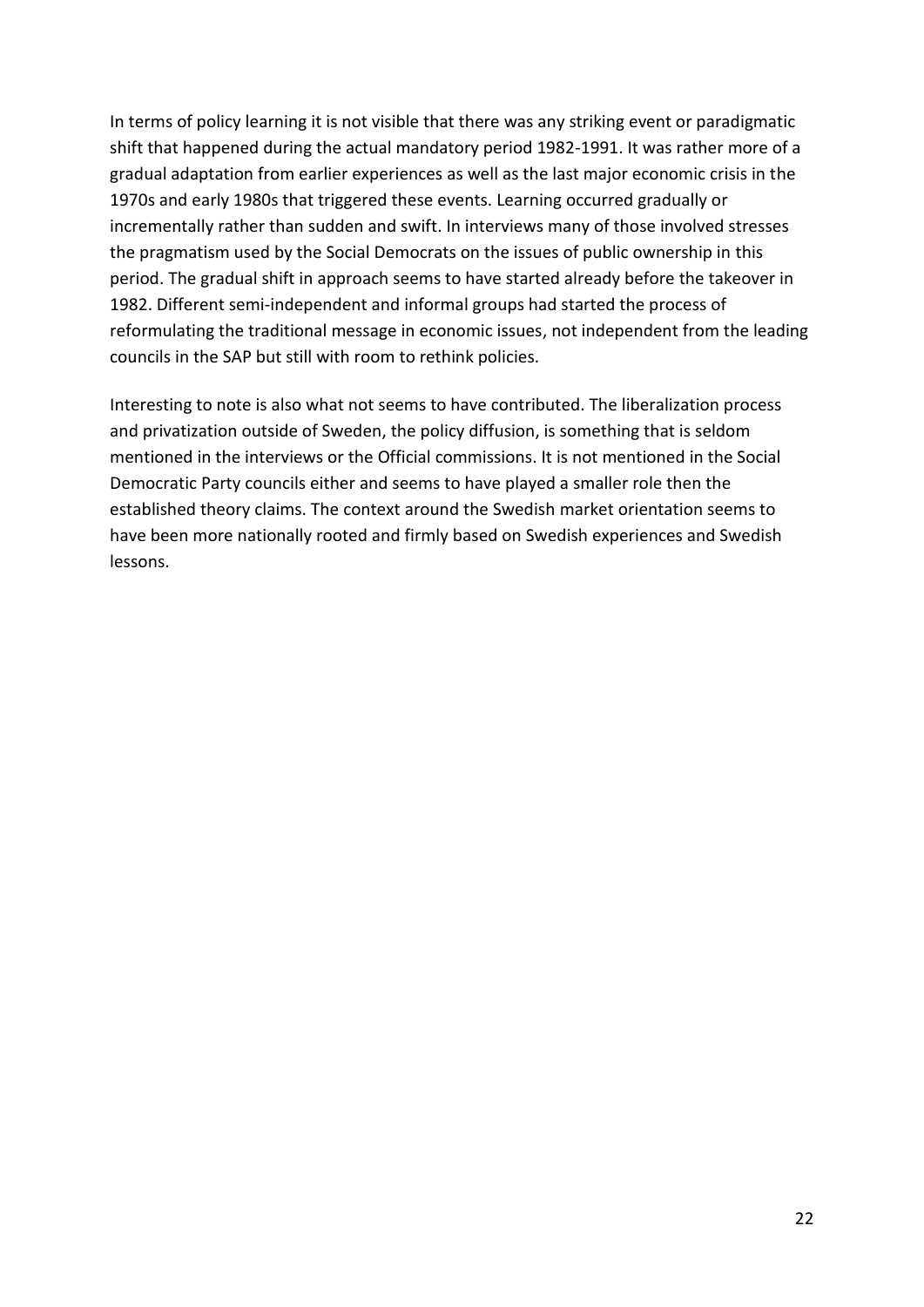In terms of policy learning it is not visible that there was any striking event or paradigmatic shift that happened during the actual mandatory period 1982-1991. It was rather more of a gradual adaptation from earlier experiences as well as the last major economic crisis in the 1970s and early 1980s that triggered these events. Learning occurred gradually or incrementally rather than sudden and swift. In interviews many of those involved stresses the pragmatism used by the Social Democrats on the issues of public ownership in this period. The gradual shift in approach seems to have started already before the takeover in 1982. Different semi-independent and informal groups had started the process of reformulating the traditional message in economic issues, not independent from the leading councils in the SAP but still with room to rethink policies.

Interesting to note is also what not seems to have contributed. The liberalization process and privatization outside of Sweden, the policy diffusion, is something that is seldom mentioned in the interviews or the Official commissions. It is not mentioned in the Social Democratic Party councils either and seems to have played a smaller role then the established theory claims. The context around the Swedish market orientation seems to have been more nationally rooted and firmly based on Swedish experiences and Swedish lessons.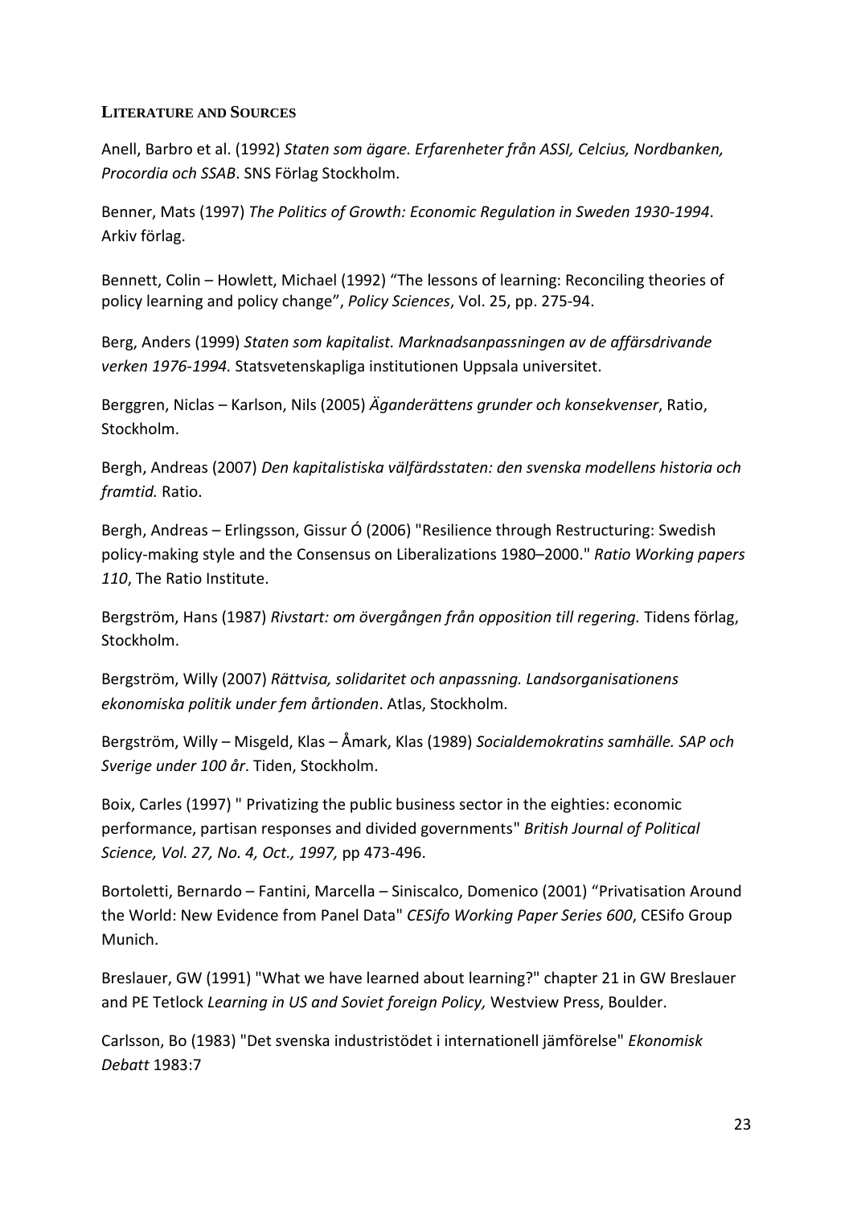## LITERATURE AND SOURCES

Anell, Barbro et al. (1992) *Staten som ägare. Erfarenheter från ASSI, Celcius, Nordbanken, Procordia och SSAB*. SNS Förlag Stockholm.

Benner, Mats (1997) *The Politics of Growth: Economic Regulation in Sweden 1930-1994*. Arkiv förlag.

Bennett, Colin – Howlett, Michael (1992) "The lessons of learning: Reconciling theories of policy learning and policy change", *Policy Sciences*, Vol. 25, pp. 275-94.

Berg, Anders (1999) *Staten som kapitalist. Marknadsanpassningen av de affärsdrivande verken 1976-1994.* Statsvetenskapliga institutionen Uppsala universitet.

Berggren, Niclas – Karlson, Nils (2005) *Äganderättens grunder och konsekvenser*, Ratio, Stockholm.

Bergh, Andreas (2007) *Den kapitalistiska välfärdsstaten: den svenska modellens historia och framtid.* Ratio.

Bergh, Andreas – Erlingsson, Gissur Ó (2006) "Resilience through Restructuring: Swedish policy-making style and the Consensus on Liberalizations 1980–2000." *Ratio Working papers 110*, The Ratio Institute.

Bergström, Hans (1987) *Rivstart: om övergången från opposition till regering.* Tidens förlag, Stockholm.

Bergström, Willy (2007) *Rättvisa, solidaritet och anpassning. Landsorganisationens ekonomiska politik under fem årtionden*. Atlas, Stockholm.

Bergström, Willy – Misgeld, Klas – Åmark, Klas (1989) *Socialdemokratins samhälle. SAP och Sverige under 100 år*. Tiden, Stockholm.

Boix, Carles (1997) " Privatizing the public business sector in the eighties: economic performance, partisan responses and divided governments" *British Journal of Political Science, Vol. 27, No. 4, Oct., 1997,* pp 473-496.

Bortoletti, Bernardo – Fantini, Marcella – Siniscalco, Domenico (2001) "Privatisation Around the World: New Evidence from Panel Data" *CESifo Working Paper Series 600*, CESifo Group Munich.

Breslauer, GW (1991) "What we have learned about learning?" chapter 21 in GW Breslauer and PE Tetlock *Learning in US and Soviet foreign Policy,* Westview Press, Boulder.

Carlsson, Bo (1983) "Det svenska industristödet i internationell jämförelse" *Ekonomisk Debatt* 1983:7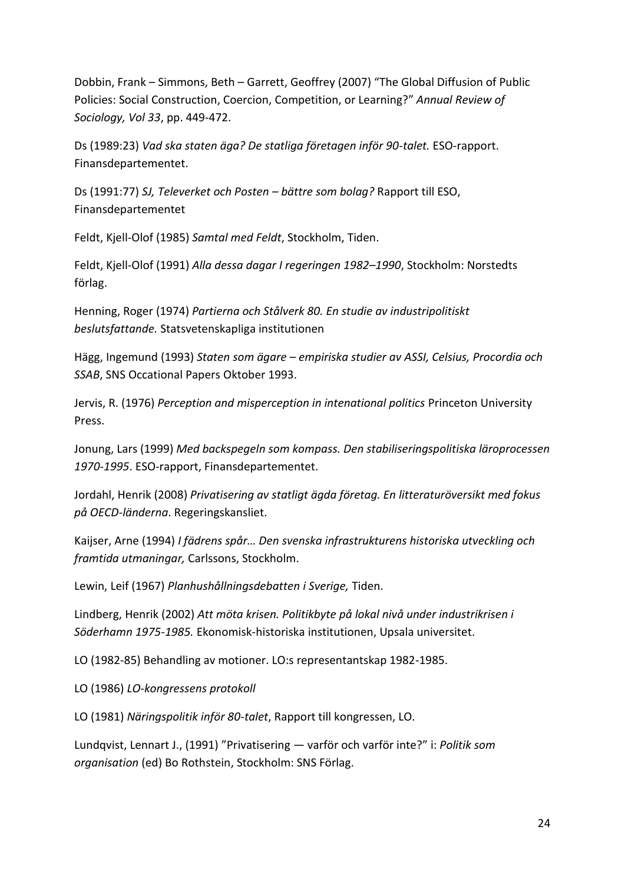Dobbin, Frank – Simmons, Beth – Garrett, Geoffrey (2007) "The Global Diffusion of Public Policies: Social Construction, Coercion, Competition, or Learning?" *Annual Review of Sociology, Vol 33*, pp. 449-472.

Ds (1989:23) *Vad ska staten äga? De statliga företagen inför 90-talet.* ESO-rapport. Finansdepartementet.

Ds (1991:77) *SJ, Televerket och Posten – bättre som bolag?* Rapport till ESO, Finansdepartementet

Feldt, Kjell-Olof (1985) *Samtal med Feldt*, Stockholm, Tiden.

Feldt, Kjell-Olof (1991) *Alla dessa dagar I regeringen 1982–1990*, Stockholm: Norstedts förlag.

Henning, Roger (1974) *Partierna och Stålverk 80. En studie av industripolitiskt beslutsfattande.* Statsvetenskapliga institutionen

Hägg, Ingemund (1993) *Staten som ägare – empiriska studier av ASSI, Celsius, Procordia och SSAB*, SNS Occational Papers Oktober 1993.

Jervis, R. (1976) *Perception and misperception in intenational politics* Princeton University Press.

Jonung, Lars (1999) *Med backspegeln som kompass. Den stabiliseringspolitiska läroprocessen 1970-1995*. ESO-rapport, Finansdepartementet.

Jordahl, Henrik (2008) *Privatisering av statligt ägda företag. En litteraturöversikt med fokus på OECD-länderna*. Regeringskansliet.

Kaijser, Arne (1994) *I fädrens spår… Den svenska infrastrukturens historiska utveckling och framtida utmaningar,* Carlssons, Stockholm.

Lewin, Leif (1967) *Planhushållningsdebatten i Sverige,* Tiden.

Lindberg, Henrik (2002) *Att möta krisen. Politikbyte på lokal nivå under industrikrisen i Söderhamn 1975-1985.* Ekonomisk-historiska institutionen, Upsala universitet.

LO (1982-85) Behandling av motioner. LO:s representantskap 1982-1985.

LO (1986) *LO-kongressens protokoll*

LO (1981) *Näringspolitik inför 80-talet*, Rapport till kongressen, LO.

Lundqvist, Lennart J., (1991) "Privatisering — varför och varför inte?" i: *Politik som organisation* (ed) Bo Rothstein, Stockholm: SNS Förlag.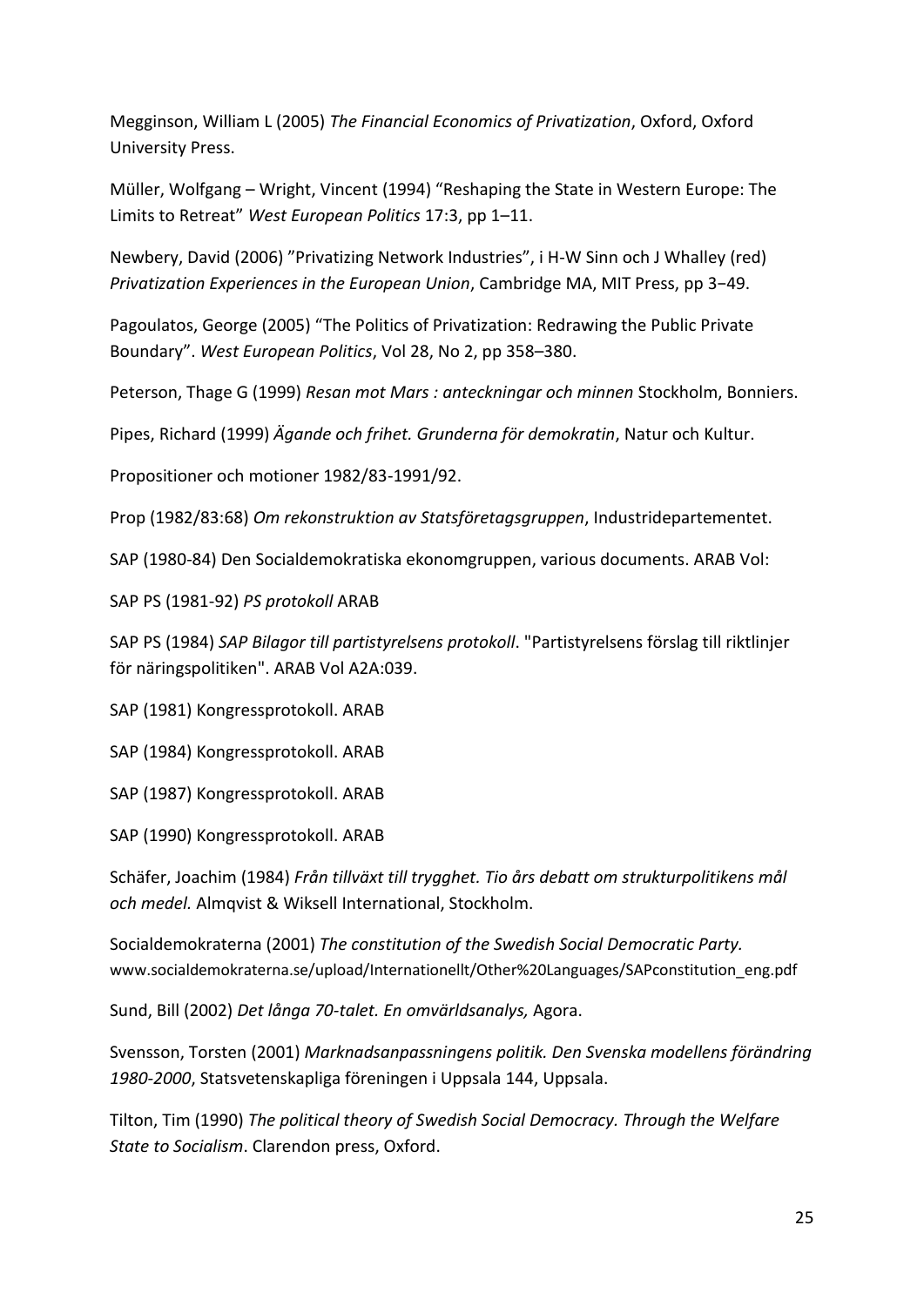Megginson, William L (2005) *The Financial Economics of Privatization*, Oxford, Oxford University Press.

Müller, Wolfgang – Wright, Vincent (1994) "Reshaping the State in Western Europe: The Limits to Retreat" *West European Politics* 17:3, pp 1–11.

Newbery, David (2006) "Privatizing Network Industries", i H-W Sinn och J Whalley (red) *Privatization Experiences in the European Union*, Cambridge MA, MIT Press, pp 3–49.

Pagoulatos, George (2005) "The Politics of Privatization: Redrawing the Public Private Boundary". *West European Politics*, Vol 28, No 2, pp 358–380.

Peterson, Thage G (1999) *Resan mot Mars : anteckningar och minnen* Stockholm, Bonniers.

Pipes, Richard (1999) *Ägande och frihet. Grunderna för demokratin*, Natur och Kultur.

Propositioner och motioner 1982/83-1991/92.

Prop (1982/83:68) *Om rekonstruktion av Statsföretagsgruppen*, Industridepartementet.

SAP (1980-84) Den Socialdemokratiska ekonomgruppen, various documents. ARAB Vol:

SAP PS (1981-92) *PS protokoll* ARAB

SAP PS (1984) *SAP Bilagor till partistyrelsens protokoll*. "Partistyrelsens förslag till riktlinjer för näringspolitiken". ARAB Vol A2A:039.

SAP (1981) Kongressprotokoll. ARAB

SAP (1984) Kongressprotokoll. ARAB

SAP (1987) Kongressprotokoll. ARAB

SAP (1990) Kongressprotokoll. ARAB

Schäfer, Joachim (1984) *Från tillväxt till trygghet. Tio års debatt om strukturpolitikens mål och medel.* Almqvist & Wiksell International, Stockholm.

Socialdemokraterna (2001) *The constitution of the Swedish Social Democratic Party.* www.socialdemokraterna.se/upload/Internationellt/Other%20Languages/SAPconstitution_eng.pdf

Sund, Bill (2002) *Det långa 70-talet. En omvärldsanalys,* Agora.

Svensson, Torsten (2001) *Marknadsanpassningens politik. Den Svenska modellens förändring 1980-2000*, Statsvetenskapliga föreningen i Uppsala 144, Uppsala.

Tilton, Tim (1990) *The political theory of Swedish Social Democracy. Through the Welfare State to Socialism*. Clarendon press, Oxford.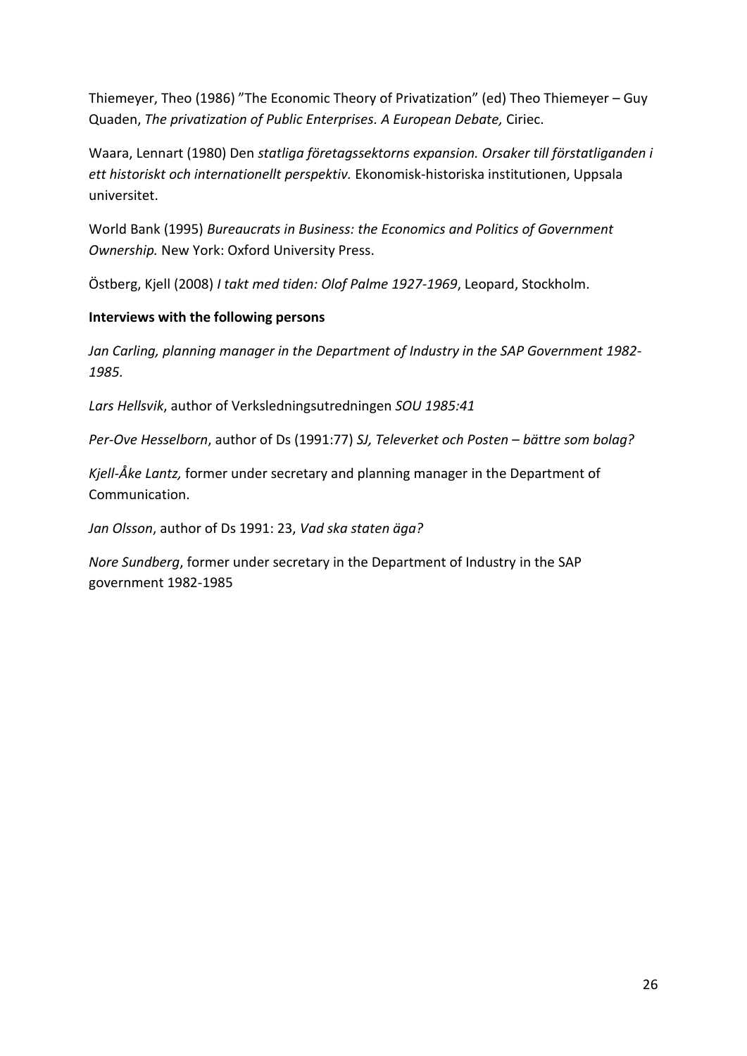Thiemeyer, Theo (1986) ”The Economic Theory of Privatization” (ed) Theo Thiemeyer – Guy Quaden, *The privatization of Public Enterprises. A European Debate,* Ciriec.

Waara, Lennart (1980) Den *statliga företagssektorns expansion. Orsaker till förstatliganden i ett historiskt och internationellt perspektiv.* Ekonomisk-historiska institutionen, Uppsala universitet.

World Bank (1995) *Bureaucrats in Business: the Economics and Politics of Government Ownership.* New York: Oxford University Press.

Östberg, Kjell (2008) *I takt med tiden: Olof Palme 1927-1969*, Leopard, Stockholm.

**Interviews with the following persons**

*Jan Carling, planning manager in the Department of Industry in the SAP Government 1982-1985.*

*Lars Hellsvik*, author of Verksledningsutredningen *SOU 1985:41*

*Per-Ove Hesselborn*, author of Ds (1991:77) *SJ, Televerket och Posten – bättre som bolag?*

*Kjell-Åke Lantz,* former under secretary and planning manager in the Department of Communication.

*Jan Olsson*, author of Ds 1991: 23, *Vad ska staten äga?*

*Nore Sundberg*, former under secretary in the Department of Industry in the SAP government 1982-1985